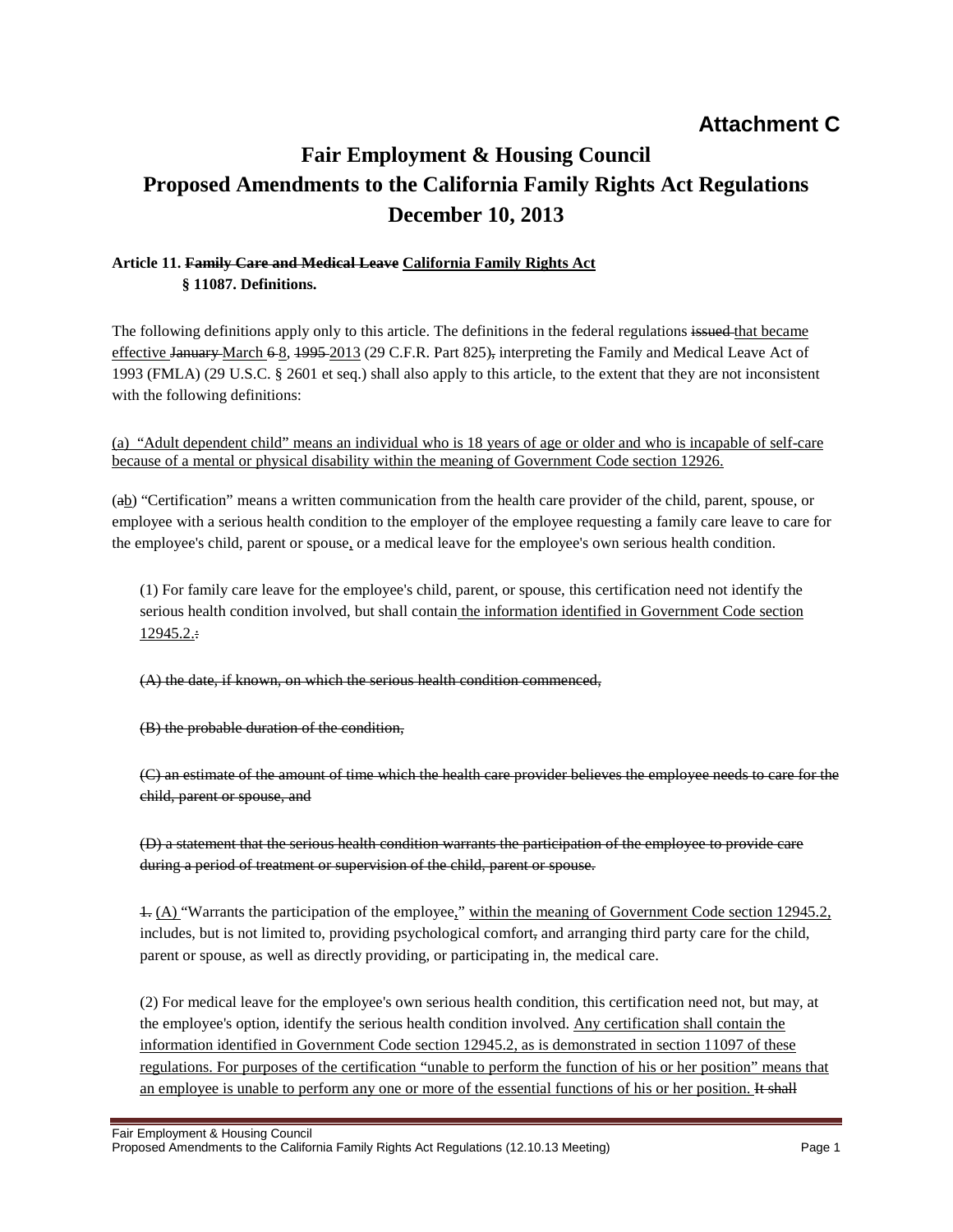**Attachment C**

# Fair Employment & Housing Council
# Proposed Amendments to the California Family Rights Act Regulations
# December 10, 2013

**Article 11. ~~Family Care and Medical Leave~~ <u>California Family Rights Act</u>**

**§ 11087. Definitions.**

The following definitions apply only to this article. The definitions in the federal regulations ~~issued~~ <u>that became effective</u> ~~January~~ <u>March</u> ~~6~~ <u>8</u>, ~~1995~~ <u>2013</u> (29 C.F.R. Part 825)~~,~~ interpreting the Family and Medical Leave Act of 1993 (FMLA) (29 U.S.C. § 2601 et seq.) shall also apply to this article, to the extent that they are not inconsistent with the following definitions:

<u>(a) "Adult dependent child" means an individual who is 18 years of age or older and who is incapable of self-care because of a mental or physical disability within the meaning of Government Code section 12926.</u>

(~~a~~<u>b</u>) "Certification" means a written communication from the health care provider of the child, parent, spouse, or employee with a serious health condition to the employer of the employee requesting a family care leave to care for the employee's child, parent or spouse<u>,</u> or a medical leave for the employee's own serious health condition.

(1) For family care leave for the employee's child, parent, or spouse, this certification need not identify the serious health condition involved, but shall contain <u>the information identified in Government Code section 12945.2.</u>~~:~~

~~(A) the date, if known, on which the serious health condition commenced,~~

~~(B) the probable duration of the condition,~~

~~(C) an estimate of the amount of time which the health care provider believes the employee needs to care for the child, parent or spouse, and~~

~~(D) a statement that the serious health condition warrants the participation of the employee to provide care during a period of treatment or supervision of the child, parent or spouse.~~

~~1.~~ <u>(A)</u> "Warrants the participation of the employee<u>,</u>" <u>within the meaning of Government Code section 12945.2,</u> includes, but is not limited to, providing psychological comfort~~,~~ and arranging third party care for the child, parent or spouse, as well as directly providing, or participating in, the medical care.

(2) For medical leave for the employee's own serious health condition, this certification need not, but may, at the employee's option, identify the serious health condition involved. <u>Any certification shall contain the information identified in Government Code section 12945.2, as is demonstrated in section 11097 of these regulations. For purposes of the certification "unable to perform the function of his or her position" means that an employee is unable to perform any one or more of the essential functions of his or her position.</u> ~~It shall~~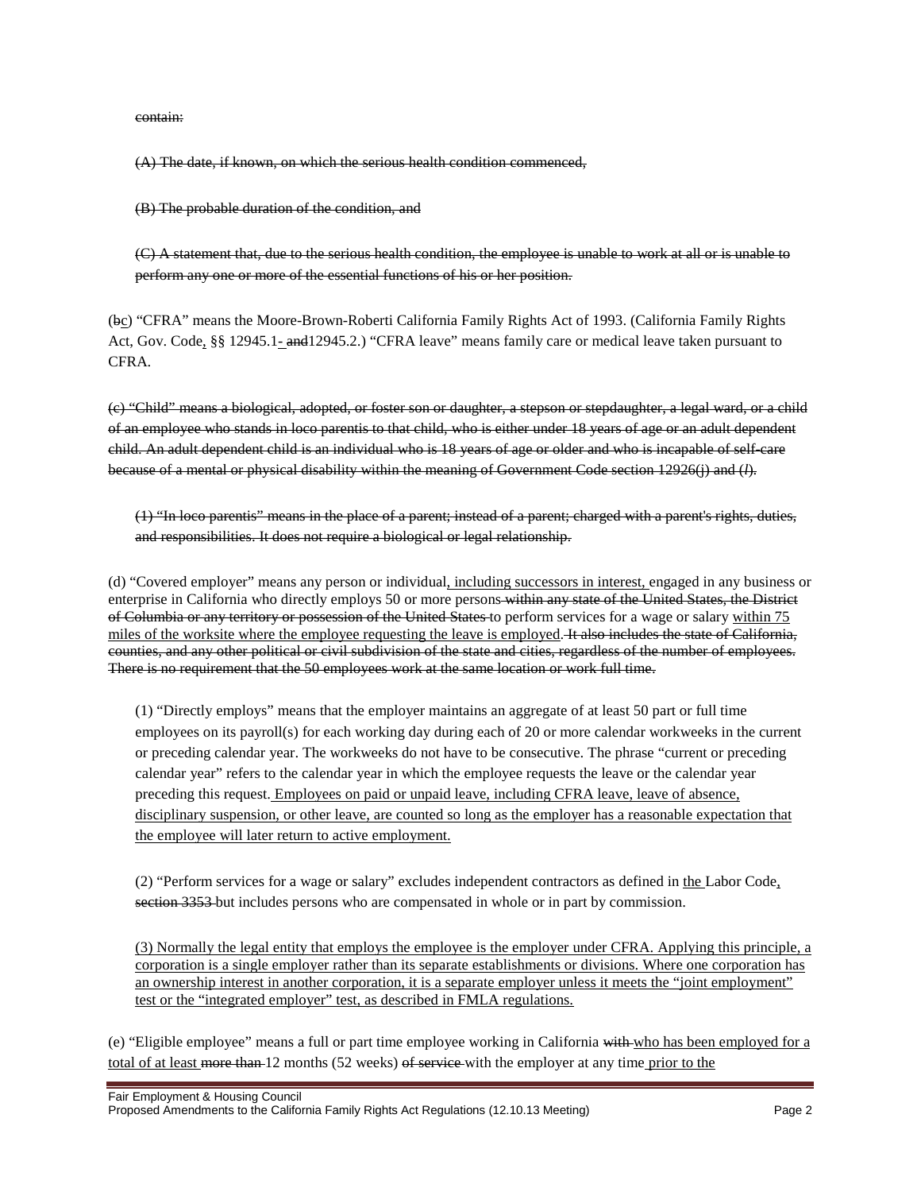~~contain:~~

~~(A) The date, if known, on which the serious health condition commenced,~~

~~(B) The probable duration of the condition, and~~

~~(C) A statement that, due to the serious health condition, the employee is unable to work at all or is unable to perform any one or more of the essential functions of his or her position.~~

(~~b~~<u>c</u>) "CFRA" means the Moore-Brown-Roberti California Family Rights Act of 1993. (California Family Rights Act, Gov. Code<u>,</u> §§ 12945.1<u>-</u> ~~and~~12945.2.) "CFRA leave" means family care or medical leave taken pursuant to CFRA.

~~(c) "Child" means a biological, adopted, or foster son or daughter, a stepson or stepdaughter, a legal ward, or a child of an employee who stands in loco parentis to that child, who is either under 18 years of age or an adult dependent child. An adult dependent child is an individual who is 18 years of age or older and who is incapable of self-care because of a mental or physical disability within the meaning of Government Code section 12926(j) and (*l*).~~

~~(1) "In loco parentis" means in the place of a parent; instead of a parent; charged with a parent's rights, duties, and responsibilities. It does not require a biological or legal relationship.~~

(d) "Covered employer" means any person or individual<u>, including successors in interest,</u> engaged in any business or enterprise in California who directly employs 50 or more persons ~~within any state of the United States, the District of Columbia or any territory or possession of the United States~~ to perform services for a wage or salary <u>within 75 miles of the worksite where the employee requesting the leave is employed</u>. ~~It also includes the state of California, counties, and any other political or civil subdivision of the state and cities, regardless of the number of employees. There is no requirement that the 50 employees work at the same location or work full time.~~

(1) "Directly employs" means that the employer maintains an aggregate of at least 50 part or full time employees on its payroll(s) for each working day during each of 20 or more calendar workweeks in the current or preceding calendar year. The workweeks do not have to be consecutive. The phrase "current or preceding calendar year" refers to the calendar year in which the employee requests the leave or the calendar year preceding this request.<u> Employees on paid or unpaid leave, including CFRA leave, leave of absence, disciplinary suspension, or other leave, are counted so long as the employer has a reasonable expectation that the employee will later return to active employment.</u>

(2) "Perform services for a wage or salary" excludes independent contractors as defined in <u>the</u> Labor Code<u>,</u> ~~section 3353~~ but includes persons who are compensated in whole or in part by commission.

<u>(3) Normally the legal entity that employs the employee is the employer under CFRA. Applying this principle, a corporation is a single employer rather than its separate establishments or divisions. Where one corporation has an ownership interest in another corporation, it is a separate employer unless it meets the "joint employment" test or the "integrated employer" test, as described in FMLA regulations.</u>

(e) "Eligible employee" means a full or part time employee working in California ~~with~~ <u>who has been employed for a total of at least</u> ~~more than~~ 12 months (52 weeks) ~~of service~~ with the employer at any time<u> prior to the</u>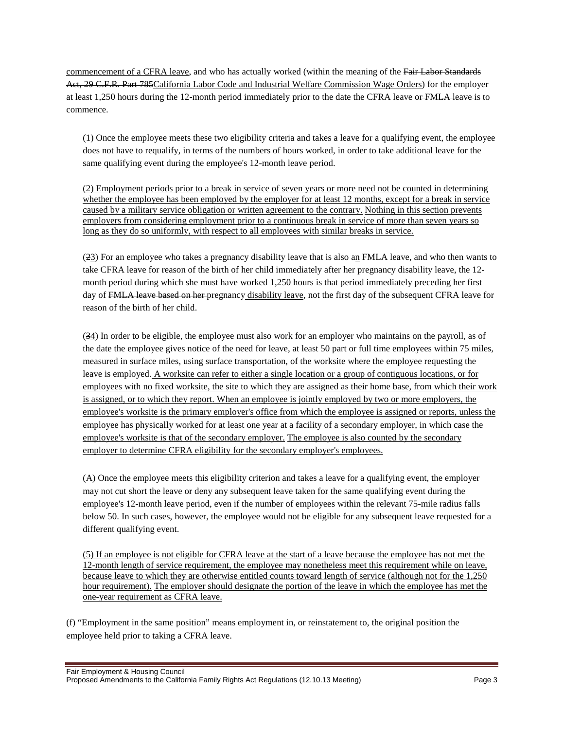commencement of a CFRA leave, and who has actually worked (within the meaning of the ~~Fair Labor Standards Act, 29 C.F.R. Part 785~~California Labor Code and Industrial Welfare Commission Wage Orders) for the employer at least 1,250 hours during the 12-month period immediately prior to the date the CFRA leave ~~or FMLA leave~~ is to commence.

(1) Once the employee meets these two eligibility criteria and takes a leave for a qualifying event, the employee does not have to requalify, in terms of the numbers of hours worked, in order to take additional leave for the same qualifying event during the employee's 12-month leave period.

(2) Employment periods prior to a break in service of seven years or more need not be counted in determining whether the employee has been employed by the employer for at least 12 months, except for a break in service caused by a military service obligation or written agreement to the contrary. Nothing in this section prevents employers from considering employment prior to a continuous break in service of more than seven years so long as they do so uniformly, with respect to all employees with similar breaks in service.

(~~2~~3) For an employee who takes a pregnancy disability leave that is also an FMLA leave, and who then wants to take CFRA leave for reason of the birth of her child immediately after her pregnancy disability leave, the 12-month period during which she must have worked 1,250 hours is that period immediately preceding her first day of ~~FMLA leave based on her~~ pregnancy disability leave, not the first day of the subsequent CFRA leave for reason of the birth of her child.

(~~3~~4) In order to be eligible, the employee must also work for an employer who maintains on the payroll, as of the date the employee gives notice of the need for leave, at least 50 part or full time employees within 75 miles, measured in surface miles, using surface transportation, of the worksite where the employee requesting the leave is employed. A worksite can refer to either a single location or a group of contiguous locations, or for employees with no fixed worksite, the site to which they are assigned as their home base, from which their work is assigned, or to which they report. When an employee is jointly employed by two or more employers, the employee's worksite is the primary employer's office from which the employee is assigned or reports, unless the employee has physically worked for at least one year at a facility of a secondary employer, in which case the employee's worksite is that of the secondary employer. The employee is also counted by the secondary employer to determine CFRA eligibility for the secondary employer's employees.

(A) Once the employee meets this eligibility criterion and takes a leave for a qualifying event, the employer may not cut short the leave or deny any subsequent leave taken for the same qualifying event during the employee's 12-month leave period, even if the number of employees within the relevant 75-mile radius falls below 50. In such cases, however, the employee would not be eligible for any subsequent leave requested for a different qualifying event.

(5) If an employee is not eligible for CFRA leave at the start of a leave because the employee has not met the 12-month length of service requirement, the employee may nonetheless meet this requirement while on leave, because leave to which they are otherwise entitled counts toward length of service (although not for the 1,250 hour requirement). The employer should designate the portion of the leave in which the employee has met the one-year requirement as CFRA leave.

(f) "Employment in the same position" means employment in, or reinstatement to, the original position the employee held prior to taking a CFRA leave.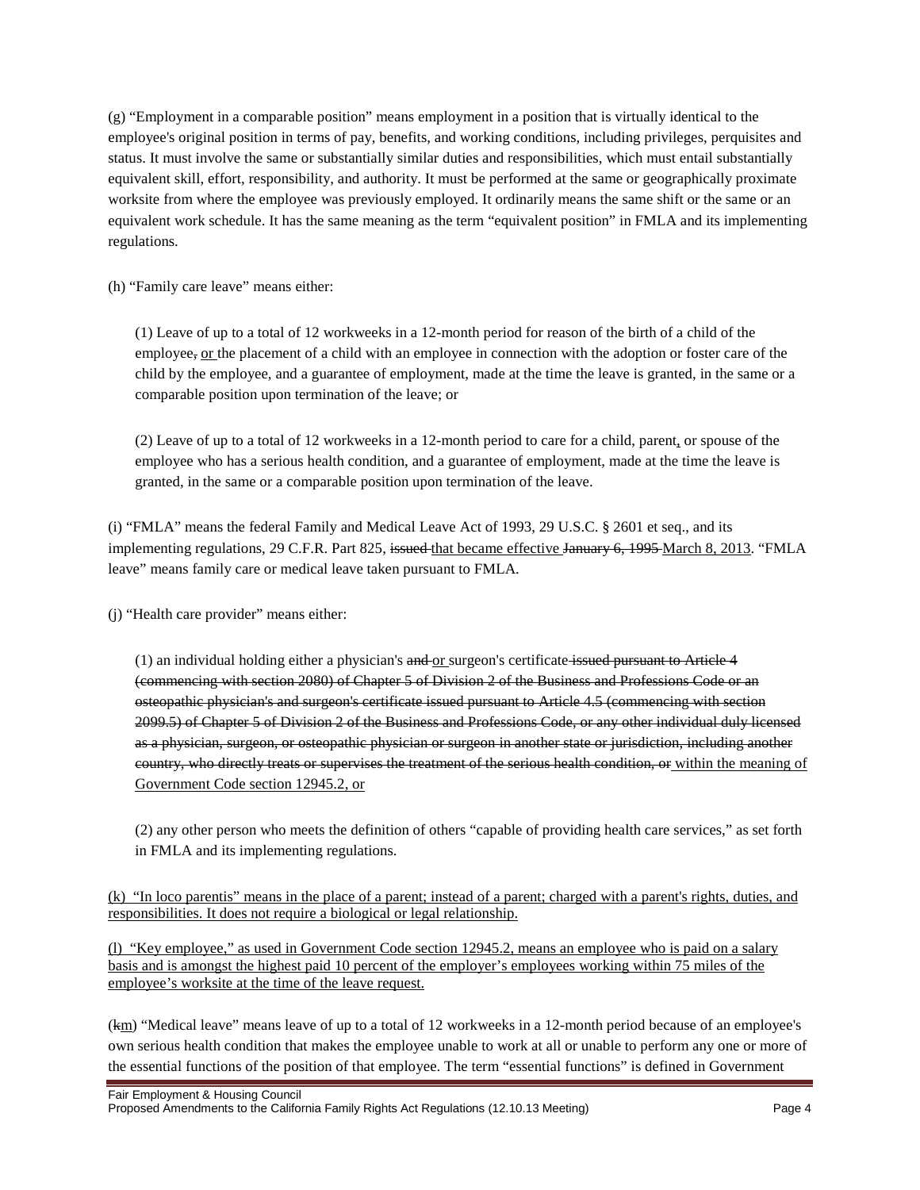(g) "Employment in a comparable position" means employment in a position that is virtually identical to the employee's original position in terms of pay, benefits, and working conditions, including privileges, perquisites and status. It must involve the same or substantially similar duties and responsibilities, which must entail substantially equivalent skill, effort, responsibility, and authority. It must be performed at the same or geographically proximate worksite from where the employee was previously employed. It ordinarily means the same shift or the same or an equivalent work schedule. It has the same meaning as the term "equivalent position" in FMLA and its implementing regulations.

(h) "Family care leave" means either:

> (1) Leave of up to a total of 12 workweeks in a 12-month period for reason of the birth of a child of the employee~~,~~ <u>or</u> the placement of a child with an employee in connection with the adoption or foster care of the child by the employee, and a guarantee of employment, made at the time the leave is granted, in the same or a comparable position upon termination of the leave; or
>
> (2) Leave of up to a total of 12 workweeks in a 12-month period to care for a child, parent<u>,</u> or spouse of the employee who has a serious health condition, and a guarantee of employment, made at the time the leave is granted, in the same or a comparable position upon termination of the leave.

(i) "FMLA" means the federal Family and Medical Leave Act of 1993, 29 U.S.C. § 2601 et seq., and its implementing regulations, 29 C.F.R. Part 825, ~~issued~~ <u>that became effective</u> ~~January 6, 1995~~ <u>March 8, 2013</u>. "FMLA leave" means family care or medical leave taken pursuant to FMLA.

(j) "Health care provider" means either:

> (1) an individual holding either a physician's ~~and~~ <u>or</u> surgeon's certificate ~~issued pursuant to Article 4 (commencing with section 2080) of Chapter 5 of Division 2 of the Business and Professions Code or an osteopathic physician's and surgeon's certificate issued pursuant to Article 4.5 (commencing with section 2099.5) of Chapter 5 of Division 2 of the Business and Professions Code, or any other individual duly licensed as a physician, surgeon, or osteopathic physician or surgeon in another state or jurisdiction, including another country, who directly treats or supervises the treatment of the serious health condition, or~~ <u>within the meaning of Government Code section 12945.2, or</u>
>
> (2) any other person who meets the definition of others "capable of providing health care services," as set forth in FMLA and its implementing regulations.

<u>(k) "In loco parentis" means in the place of a parent; instead of a parent; charged with a parent's rights, duties, and responsibilities. It does not require a biological or legal relationship.</u>

<u>(l) "Key employee," as used in Government Code section 12945.2, means an employee who is paid on a salary basis and is amongst the highest paid 10 percent of the employer's employees working within 75 miles of the employee's worksite at the time of the leave request.</u>

(~~k~~<u>m</u>) "Medical leave" means leave of up to a total of 12 workweeks in a 12-month period because of an employee's own serious health condition that makes the employee unable to work at all or unable to perform any one or more of the essential functions of the position of that employee. The term "essential functions" is defined in Government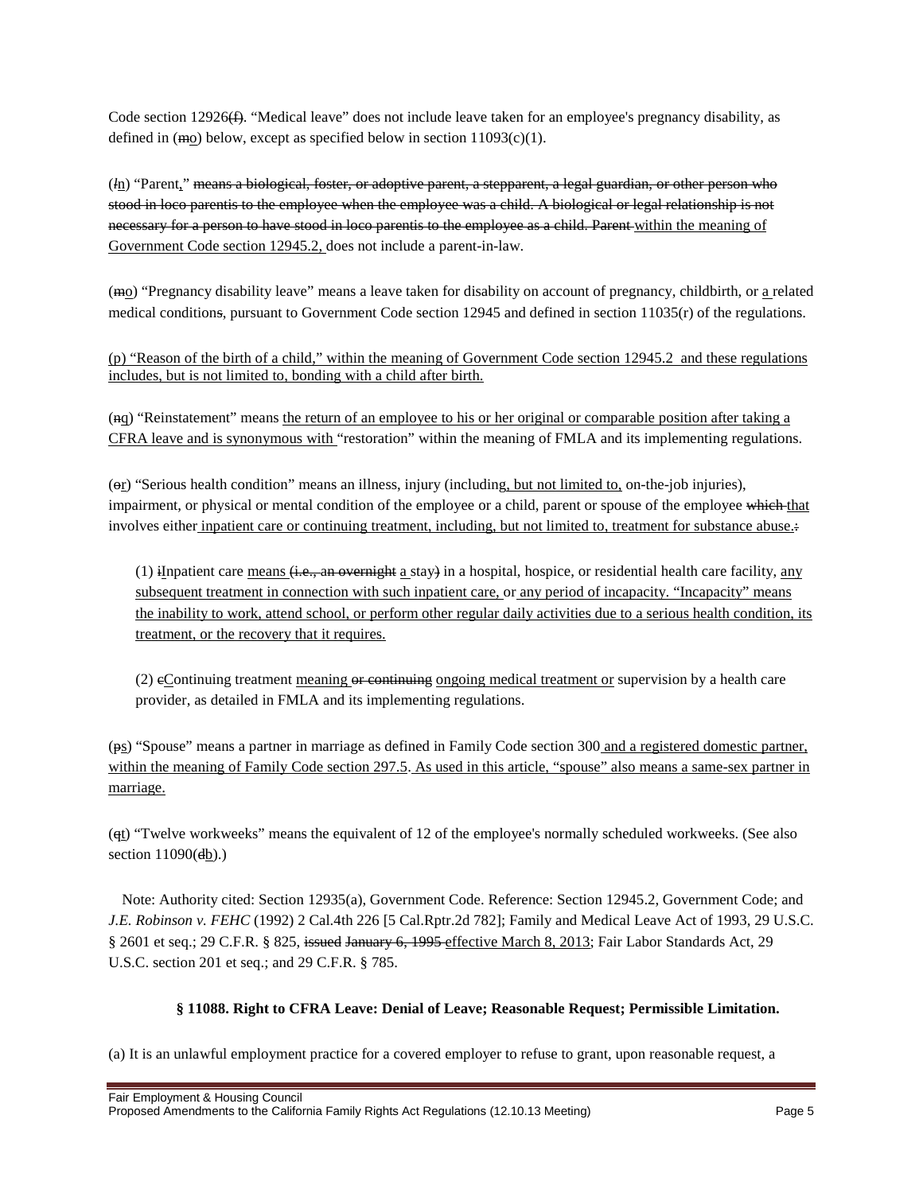Code section 12926~~(f)~~. "Medical leave" does not include leave taken for an employee's pregnancy disability, as defined in (~~m~~<u>o</u>) below, except as specified below in section 11093(c)(1).

(~~*l*~~<u>n</u>) "Parent<u>,</u>" ~~means a biological, foster, or adoptive parent, a stepparent, a legal guardian, or other person who stood in loco parentis to the employee when the employee was a child. A biological or legal relationship is not necessary for a person to have stood in loco parentis to the employee as a child. Parent~~ <u>within the meaning of Government Code section 12945.2,</u> does not include a parent-in-law.

(~~m~~<u>o</u>) "Pregnancy disability leave" means a leave taken for disability on account of pregnancy, childbirth, or <u>a</u> related medical condition~~s~~, pursuant to Government Code section 12945 and defined in section 11035(r) of the regulations.

<u>(p) "Reason of the birth of a child," within the meaning of Government Code section 12945.2 and these regulations includes, but is not limited to, bonding with a child after birth.</u>

(~~n~~<u>q</u>) "Reinstatement" means <u>the return of an employee to his or her original or comparable position after taking a CFRA leave and is synonymous with</u> "restoration" within the meaning of FMLA and its implementing regulations.

(~~o~~<u>r</u>) "Serious health condition" means an illness, injury (including<u>, but not limited to,</u> on-the-job injuries), impairment, or physical or mental condition of the employee or a child, parent or spouse of the employee ~~which~~ <u>that</u> involves either<u> inpatient care or continuing treatment, including, but not limited to, treatment for substance abuse.</u>~~:~~

(1) ~~i~~<u>I</u>npatient care <u>means</u> ~~(i.e., an overnight~~ <u>a</u> stay~~)~~ in a hospital, hospice, or residential health care facility, <u>any subsequent treatment in connection with such inpatient care,</u> or <u>any period of incapacity. "Incapacity" means the inability to work, attend school, or perform other regular daily activities due to a serious health condition, its treatment, or the recovery that it requires.</u>

(2) ~~c~~<u>C</u>ontinuing treatment <u>meaning</u> ~~or continuing~~ <u>ongoing medical treatment or</u> supervision by a health care provider, as detailed in FMLA and its implementing regulations.

(~~p~~<u>s</u>) "Spouse" means a partner in marriage as defined in Family Code section 300<u> and a registered domestic partner, within the meaning of Family Code section 297.5</u>. <u>As used in this article, "spouse" also means a same-sex partner in marriage.</u>

(~~q~~<u>t</u>) "Twelve workweeks" means the equivalent of 12 of the employee's normally scheduled workweeks. (See also section 11090(~~d~~<u>b</u>).)

Note: Authority cited: Section 12935(a), Government Code. Reference: Section 12945.2, Government Code; and *J.E. Robinson v. FEHC* (1992) 2 Cal.4th 226 [5 Cal.Rptr.2d 782]; Family and Medical Leave Act of 1993, 29 U.S.C. § 2601 et seq.; 29 C.F.R. § 825, ~~issued January 6, 1995~~ <u>effective March 8, 2013</u>; Fair Labor Standards Act, 29 U.S.C. section 201 et seq.; and 29 C.F.R. § 785.

### § 11088. Right to CFRA Leave: Denial of Leave; Reasonable Request; Permissible Limitation.

(a) It is an unlawful employment practice for a covered employer to refuse to grant, upon reasonable request, a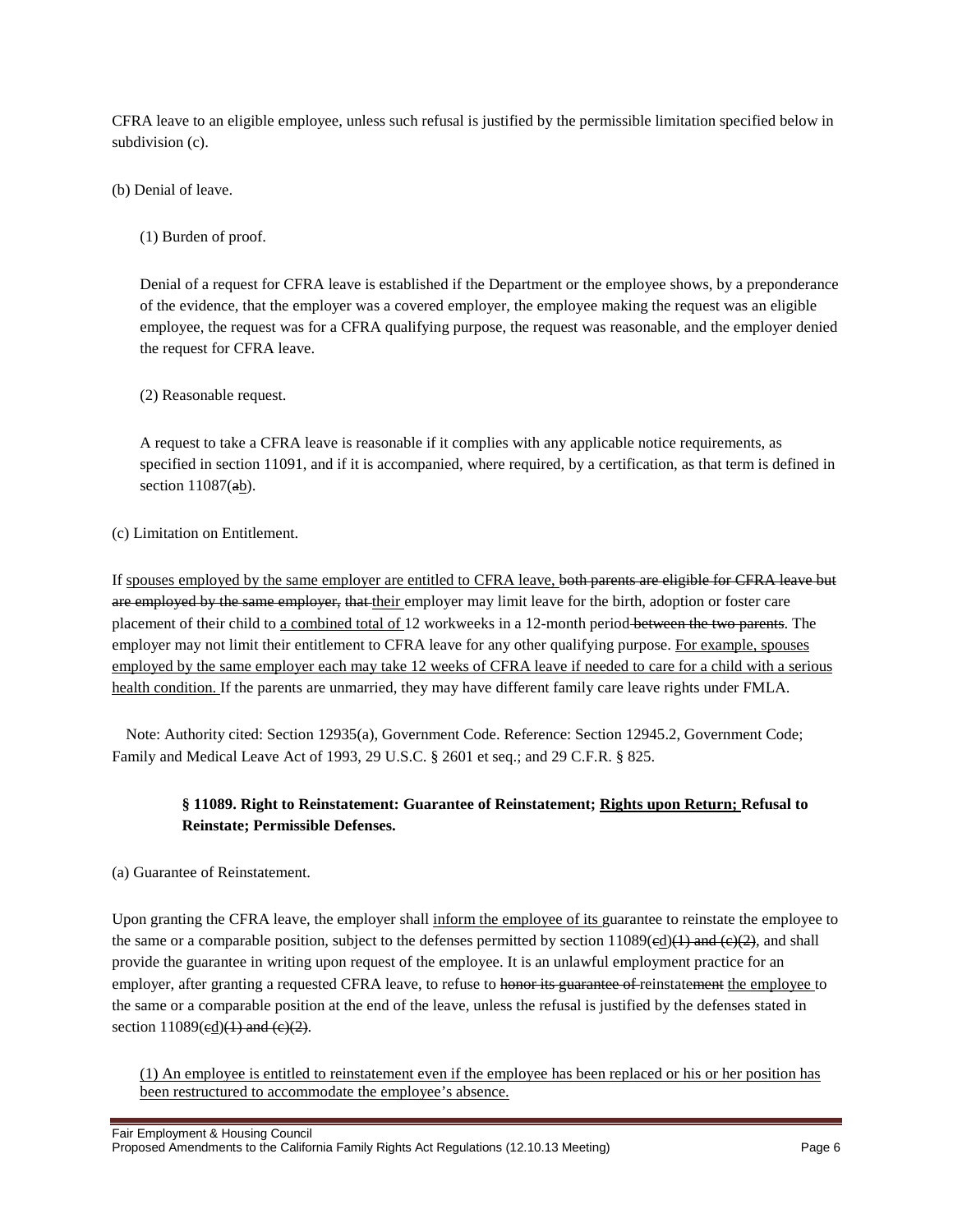CFRA leave to an eligible employee, unless such refusal is justified by the permissible limitation specified below in subdivision (c).

(b) Denial of leave.

(1) Burden of proof.

Denial of a request for CFRA leave is established if the Department or the employee shows, by a preponderance of the evidence, that the employer was a covered employer, the employee making the request was an eligible employee, the request was for a CFRA qualifying purpose, the request was reasonable, and the employer denied the request for CFRA leave.

(2) Reasonable request.

A request to take a CFRA leave is reasonable if it complies with any applicable notice requirements, as specified in section 11091, and if it is accompanied, where required, by a certification, as that term is defined in section 11087(~~a~~<u>b</u>).

(c) Limitation on Entitlement.

If <u>spouses employed by the same employer are entitled to CFRA leave,</u> ~~both parents are eligible for CFRA leave but are employed by the same employer, that~~ <u>their</u> employer may limit leave for the birth, adoption or foster care placement of their child to <u>a combined total of</u> 12 workweeks in a 12-month period ~~between the two parents~~. The employer may not limit their entitlement to CFRA leave for any other qualifying purpose. <u>For example, spouses employed by the same employer each may take 12 weeks of CFRA leave if needed to care for a child with a serious health condition.</u> If the parents are unmarried, they may have different family care leave rights under FMLA.

Note: Authority cited: Section 12935(a), Government Code. Reference: Section 12945.2, Government Code; Family and Medical Leave Act of 1993, 29 U.S.C. § 2601 et seq.; and 29 C.F.R. § 825.

**§ 11089. Right to Reinstatement: Guarantee of Reinstatement; <u>Rights upon Return;</u> Refusal to Reinstate; Permissible Defenses.**

(a) Guarantee of Reinstatement.

Upon granting the CFRA leave, the employer shall <u>inform the employee of its</u> guarantee to reinstate the employee to the same or a comparable position, subject to the defenses permitted by section 11089(~~c~~<u>d</u>)~~(1) and (c)(2)~~, and shall provide the guarantee in writing upon request of the employee. It is an unlawful employment practice for an employer, after granting a requested CFRA leave, to refuse to ~~honor its guarantee of~~ reinstate~~ment~~ <u>the employee</u> to the same or a comparable position at the end of the leave, unless the refusal is justified by the defenses stated in section 11089(~~c~~<u>d</u>)~~(1) and (c)(2)~~.

<u>(1) An employee is entitled to reinstatement even if the employee has been replaced or his or her position has been restructured to accommodate the employee's absence.</u>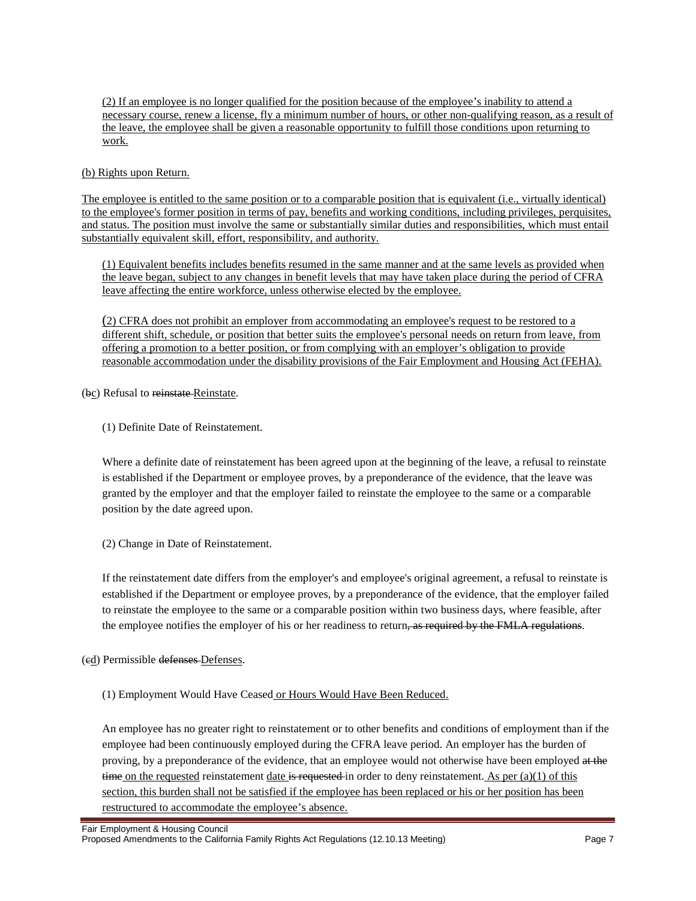(2) If an employee is no longer qualified for the position because of the employee's inability to attend a necessary course, renew a license, fly a minimum number of hours, or other non-qualifying reason, as a result of the leave, the employee shall be given a reasonable opportunity to fulfill those conditions upon returning to work.

(b) Rights upon Return.

The employee is entitled to the same position or to a comparable position that is equivalent (i.e., virtually identical) to the employee's former position in terms of pay, benefits and working conditions, including privileges, perquisites, and status. The position must involve the same or substantially similar duties and responsibilities, which must entail substantially equivalent skill, effort, responsibility, and authority.

(1) Equivalent benefits includes benefits resumed in the same manner and at the same levels as provided when the leave began, subject to any changes in benefit levels that may have taken place during the period of CFRA leave affecting the entire workforce, unless otherwise elected by the employee.

(2) CFRA does not prohibit an employer from accommodating an employee's request to be restored to a different shift, schedule, or position that better suits the employee's personal needs on return from leave, from offering a promotion to a better position, or from complying with an employer's obligation to provide reasonable accommodation under the disability provisions of the Fair Employment and Housing Act (FEHA).

(~~b~~c) Refusal to ~~reinstate~~ Reinstate.

(1) Definite Date of Reinstatement.

Where a definite date of reinstatement has been agreed upon at the beginning of the leave, a refusal to reinstate is established if the Department or employee proves, by a preponderance of the evidence, that the leave was granted by the employer and that the employer failed to reinstate the employee to the same or a comparable position by the date agreed upon.

(2) Change in Date of Reinstatement.

If the reinstatement date differs from the employer's and employee's original agreement, a refusal to reinstate is established if the Department or employee proves, by a preponderance of the evidence, that the employer failed to reinstate the employee to the same or a comparable position within two business days, where feasible, after the employee notifies the employer of his or her readiness to return~~, as required by the FMLA regulations~~.

(~~c~~d) Permissible ~~defenses~~ Defenses.

(1) Employment Would Have Ceased or Hours Would Have Been Reduced.

An employee has no greater right to reinstatement or to other benefits and conditions of employment than if the employee had been continuously employed during the CFRA leave period. An employer has the burden of proving, by a preponderance of the evidence, that an employee would not otherwise have been employed ~~at the time~~ on the requested reinstatement date ~~is requested~~ in order to deny reinstatement. As per (a)(1) of this section, this burden shall not be satisfied if the employee has been replaced or his or her position has been restructured to accommodate the employee's absence.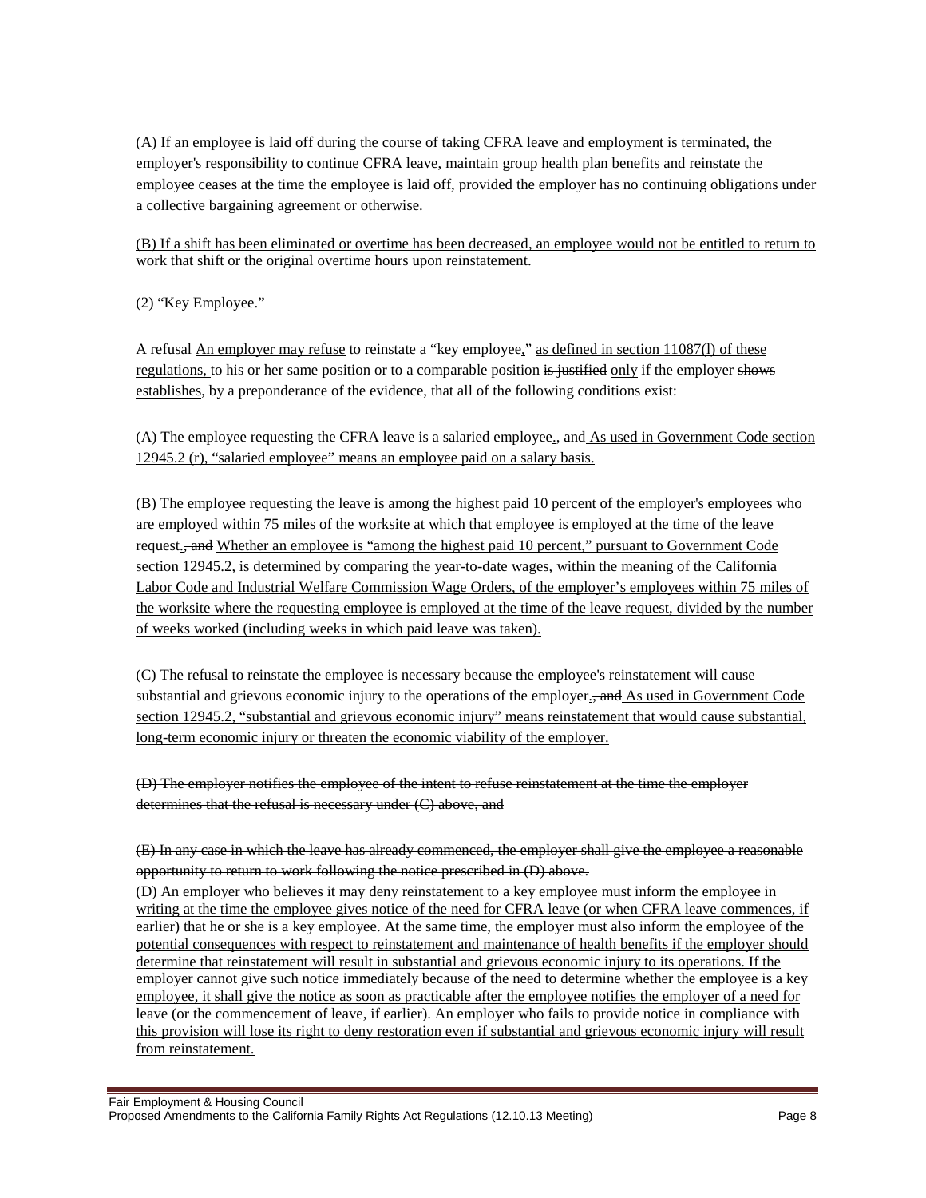(A) If an employee is laid off during the course of taking CFRA leave and employment is terminated, the employer's responsibility to continue CFRA leave, maintain group health plan benefits and reinstate the employee ceases at the time the employee is laid off, provided the employer has no continuing obligations under a collective bargaining agreement or otherwise.

<u>(B) If a shift has been eliminated or overtime has been decreased, an employee would not be entitled to return to work that shift or the original overtime hours upon reinstatement.</u>

(2) “Key Employee.”

~~A refusal~~ <u>An employer may refuse</u> to reinstate a “key employee<u>,</u>” <u>as defined in section 11087(l) of these regulations,</u> to his or her same position or to a comparable position ~~is justified~~ <u>only</u> if the employer ~~shows~~ <u>establishes</u>, by a preponderance of the evidence, that all of the following conditions exist:

(A) The employee requesting the CFRA leave is a salaried employee<u>.</u>~~, and~~ <u>As used in Government Code section 12945.2 (r), “salaried employee” means an employee paid on a salary basis.</u>

(B) The employee requesting the leave is among the highest paid 10 percent of the employer's employees who are employed within 75 miles of the worksite at which that employee is employed at the time of the leave request<u>.</u>~~, and~~ <u>Whether an employee is “among the highest paid 10 percent,” pursuant to Government Code section 12945.2, is determined by comparing the year-to-date wages, within the meaning of the California Labor Code and Industrial Welfare Commission Wage Orders, of the employer’s employees within 75 miles of the worksite where the requesting employee is employed at the time of the leave request, divided by the number of weeks worked (including weeks in which paid leave was taken).</u>

(C) The refusal to reinstate the employee is necessary because the employee's reinstatement will cause substantial and grievous economic injury to the operations of the employer<u>.</u>~~, and~~ <u>As used in Government Code section 12945.2, “substantial and grievous economic injury” means reinstatement that would cause substantial, long-term economic injury or threaten the economic viability of the employer.</u>

~~(D) The employer notifies the employee of the intent to refuse reinstatement at the time the employer determines that the refusal is necessary under (C) above, and~~

~~(E) In any case in which the leave has already commenced, the employer shall give the employee a reasonable opportunity to return to work following the notice prescribed in (D) above.~~

<u>(D) An employer who believes it may deny reinstatement to a key employee must inform the employee in writing at the time the employee gives notice of the need for CFRA leave (or when CFRA leave commences, if earlier) that he or she is a key employee. At the same time, the employer must also inform the employee of the potential consequences with respect to reinstatement and maintenance of health benefits if the employer should determine that reinstatement will result in substantial and grievous economic injury to its operations. If the employer cannot give such notice immediately because of the need to determine whether the employee is a key employee, it shall give the notice as soon as practicable after the employee notifies the employer of a need for leave (or the commencement of leave, if earlier). An employer who fails to provide notice in compliance with this provision will lose its right to deny restoration even if substantial and grievous economic injury will result from reinstatement.</u>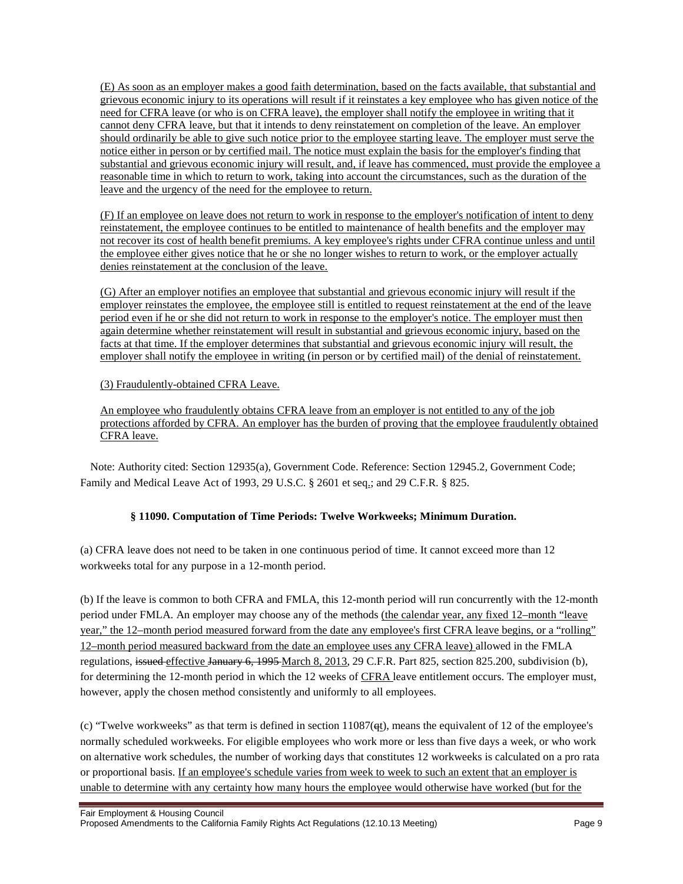(E) As soon as an employer makes a good faith determination, based on the facts available, that substantial and grievous economic injury to its operations will result if it reinstates a key employee who has given notice of the need for CFRA leave (or who is on CFRA leave), the employer shall notify the employee in writing that it cannot deny CFRA leave, but that it intends to deny reinstatement on completion of the leave. An employer should ordinarily be able to give such notice prior to the employee starting leave. The employer must serve the notice either in person or by certified mail. The notice must explain the basis for the employer's finding that substantial and grievous economic injury will result, and, if leave has commenced, must provide the employee a reasonable time in which to return to work, taking into account the circumstances, such as the duration of the leave and the urgency of the need for the employee to return.

(F) If an employee on leave does not return to work in response to the employer's notification of intent to deny reinstatement, the employee continues to be entitled to maintenance of health benefits and the employer may not recover its cost of health benefit premiums. A key employee's rights under CFRA continue unless and until the employee either gives notice that he or she no longer wishes to return to work, or the employer actually denies reinstatement at the conclusion of the leave.

(G) After an employer notifies an employee that substantial and grievous economic injury will result if the employer reinstates the employee, the employee still is entitled to request reinstatement at the end of the leave period even if he or she did not return to work in response to the employer's notice. The employer must then again determine whether reinstatement will result in substantial and grievous economic injury, based on the facts at that time. If the employer determines that substantial and grievous economic injury will result, the employer shall notify the employee in writing (in person or by certified mail) of the denial of reinstatement.

(3) Fraudulently-obtained CFRA Leave.

An employee who fraudulently obtains CFRA leave from an employer is not entitled to any of the job protections afforded by CFRA. An employer has the burden of proving that the employee fraudulently obtained CFRA leave.

Note: Authority cited: Section 12935(a), Government Code. Reference: Section 12945.2, Government Code; Family and Medical Leave Act of 1993, 29 U.S.C. § 2601 et seq.; and 29 C.F.R. § 825.

### § 11090. Computation of Time Periods: Twelve Workweeks; Minimum Duration.

(a) CFRA leave does not need to be taken in one continuous period of time. It cannot exceed more than 12 workweeks total for any purpose in a 12-month period.

(b) If the leave is common to both CFRA and FMLA, this 12-month period will run concurrently with the 12-month period under FMLA. An employer may choose any of the methods (the calendar year, any fixed 12–month "leave year," the 12–month period measured forward from the date any employee's first CFRA leave begins, or a "rolling" 12–month period measured backward from the date an employee uses any CFRA leave) allowed in the FMLA regulations, ~~issued~~ effective ~~January 6, 1995~~ March 8, 2013, 29 C.F.R. Part 825, section 825.200, subdivision (b), for determining the 12-month period in which the 12 weeks of CFRA leave entitlement occurs. The employer must, however, apply the chosen method consistently and uniformly to all employees.

(c) "Twelve workweeks" as that term is defined in section 11087(~~q~~t), means the equivalent of 12 of the employee's normally scheduled workweeks. For eligible employees who work more or less than five days a week, or who work on alternative work schedules, the number of working days that constitutes 12 workweeks is calculated on a pro rata or proportional basis. If an employee's schedule varies from week to week to such an extent that an employer is unable to determine with any certainty how many hours the employee would otherwise have worked (but for the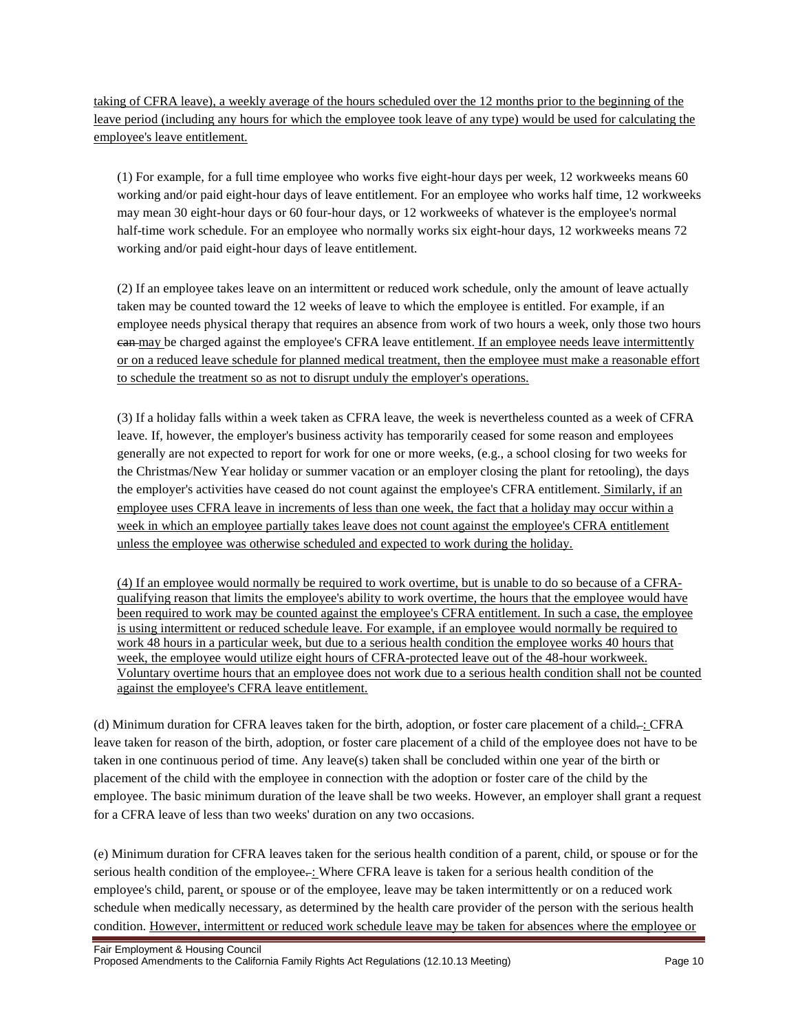taking of CFRA leave), a weekly average of the hours scheduled over the 12 months prior to the beginning of the leave period (including any hours for which the employee took leave of any type) would be used for calculating the employee's leave entitlement.

(1) For example, for a full time employee who works five eight-hour days per week, 12 workweeks means 60 working and/or paid eight-hour days of leave entitlement. For an employee who works half time, 12 workweeks may mean 30 eight-hour days or 60 four-hour days, or 12 workweeks of whatever is the employee's normal half-time work schedule. For an employee who normally works six eight-hour days, 12 workweeks means 72 working and/or paid eight-hour days of leave entitlement.

(2) If an employee takes leave on an intermittent or reduced work schedule, only the amount of leave actually taken may be counted toward the 12 weeks of leave to which the employee is entitled. For example, if an employee needs physical therapy that requires an absence from work of two hours a week, only those two hours ~~can~~ may be charged against the employee's CFRA leave entitlement. If an employee needs leave intermittently or on a reduced leave schedule for planned medical treatment, then the employee must make a reasonable effort to schedule the treatment so as not to disrupt unduly the employer's operations.

(3) If a holiday falls within a week taken as CFRA leave, the week is nevertheless counted as a week of CFRA leave. If, however, the employer's business activity has temporarily ceased for some reason and employees generally are not expected to report for work for one or more weeks, (e.g., a school closing for two weeks for the Christmas/New Year holiday or summer vacation or an employer closing the plant for retooling), the days the employer's activities have ceased do not count against the employee's CFRA entitlement. Similarly, if an employee uses CFRA leave in increments of less than one week, the fact that a holiday may occur within a week in which an employee partially takes leave does not count against the employee's CFRA entitlement unless the employee was otherwise scheduled and expected to work during the holiday.

(4) If an employee would normally be required to work overtime, but is unable to do so because of a CFRA-qualifying reason that limits the employee's ability to work overtime, the hours that the employee would have been required to work may be counted against the employee's CFRA entitlement. In such a case, the employee is using intermittent or reduced schedule leave. For example, if an employee would normally be required to work 48 hours in a particular week, but due to a serious health condition the employee works 40 hours that week, the employee would utilize eight hours of CFRA-protected leave out of the 48-hour workweek. Voluntary overtime hours that an employee does not work due to a serious health condition shall not be counted against the employee's CFRA leave entitlement.

(d) Minimum duration for CFRA leaves taken for the birth, adoption, or foster care placement of a child~~.~~: CFRA leave taken for reason of the birth, adoption, or foster care placement of a child of the employee does not have to be taken in one continuous period of time. Any leave(s) taken shall be concluded within one year of the birth or placement of the child with the employee in connection with the adoption or foster care of the child by the employee. The basic minimum duration of the leave shall be two weeks. However, an employer shall grant a request for a CFRA leave of less than two weeks' duration on any two occasions.

(e) Minimum duration for CFRA leaves taken for the serious health condition of a parent, child, or spouse or for the serious health condition of the employee~~.~~: Where CFRA leave is taken for a serious health condition of the employee's child, parent, or spouse or of the employee, leave may be taken intermittently or on a reduced work schedule when medically necessary, as determined by the health care provider of the person with the serious health condition. However, intermittent or reduced work schedule leave may be taken for absences where the employee or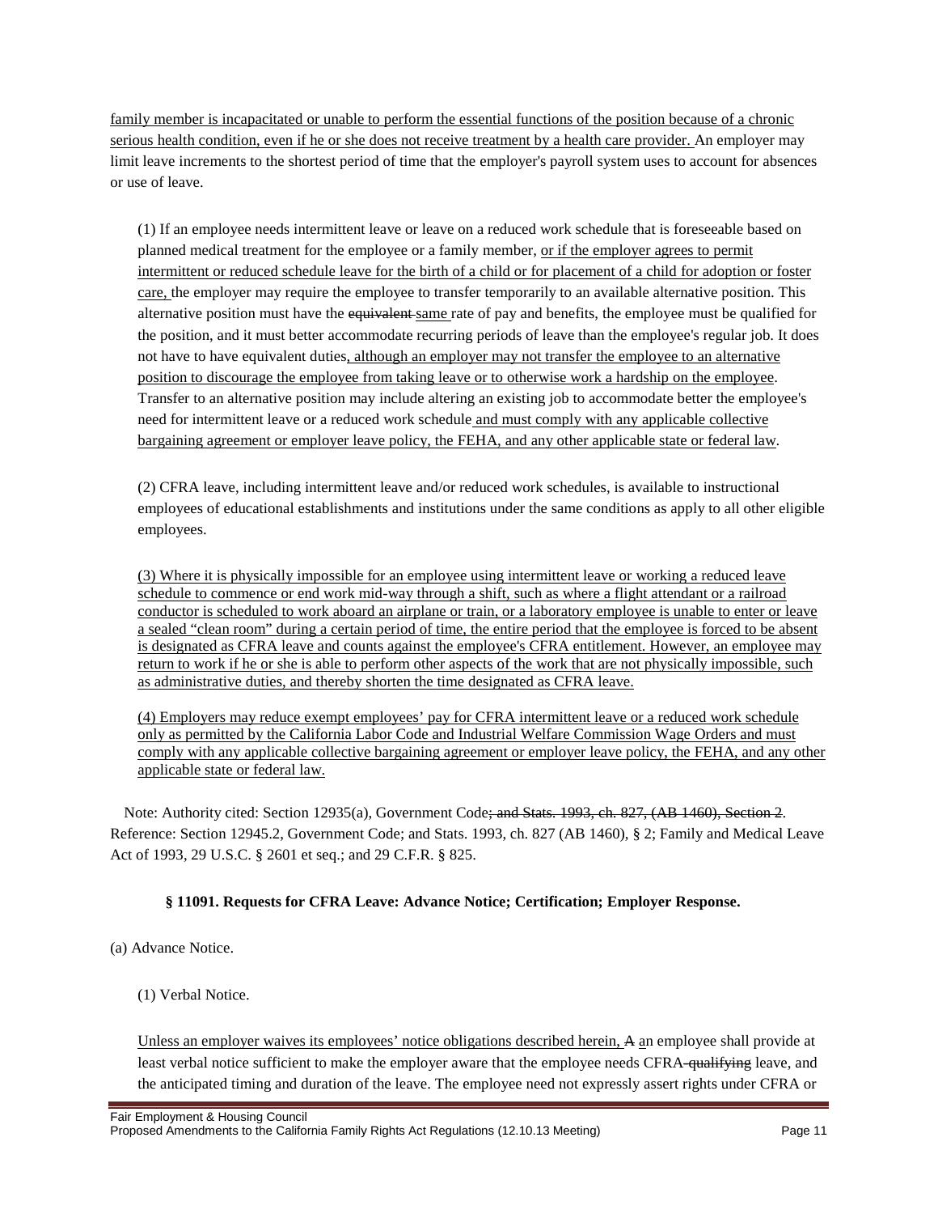family member is incapacitated or unable to perform the essential functions of the position because of a chronic serious health condition, even if he or she does not receive treatment by a health care provider. An employer may limit leave increments to the shortest period of time that the employer's payroll system uses to account for absences or use of leave.

(1) If an employee needs intermittent leave or leave on a reduced work schedule that is foreseeable based on planned medical treatment for the employee or a family member, or if the employer agrees to permit intermittent or reduced schedule leave for the birth of a child or for placement of a child for adoption or foster care, the employer may require the employee to transfer temporarily to an available alternative position. This alternative position must have the ~~equivalent~~ same rate of pay and benefits, the employee must be qualified for the position, and it must better accommodate recurring periods of leave than the employee's regular job. It does not have to have equivalent duties, although an employer may not transfer the employee to an alternative position to discourage the employee from taking leave or to otherwise work a hardship on the employee. Transfer to an alternative position may include altering an existing job to accommodate better the employee's need for intermittent leave or a reduced work schedule and must comply with any applicable collective bargaining agreement or employer leave policy, the FEHA, and any other applicable state or federal law.

(2) CFRA leave, including intermittent leave and/or reduced work schedules, is available to instructional employees of educational establishments and institutions under the same conditions as apply to all other eligible employees.

(3) Where it is physically impossible for an employee using intermittent leave or working a reduced leave schedule to commence or end work mid-way through a shift, such as where a flight attendant or a railroad conductor is scheduled to work aboard an airplane or train, or a laboratory employee is unable to enter or leave a sealed "clean room" during a certain period of time, the entire period that the employee is forced to be absent is designated as CFRA leave and counts against the employee's CFRA entitlement. However, an employee may return to work if he or she is able to perform other aspects of the work that are not physically impossible, such as administrative duties, and thereby shorten the time designated as CFRA leave.

(4) Employers may reduce exempt employees' pay for CFRA intermittent leave or a reduced work schedule only as permitted by the California Labor Code and Industrial Welfare Commission Wage Orders and must comply with any applicable collective bargaining agreement or employer leave policy, the FEHA, and any other applicable state or federal law.

Note: Authority cited: Section 12935(a), Government Code~~; and Stats. 1993, ch. 827, (AB 1460), Section 2~~. Reference: Section 12945.2, Government Code; and Stats. 1993, ch. 827 (AB 1460), § 2; Family and Medical Leave Act of 1993, 29 U.S.C. § 2601 et seq.; and 29 C.F.R. § 825.

### § 11091. Requests for CFRA Leave: Advance Notice; Certification; Employer Response.

(a) Advance Notice.

(1) Verbal Notice.

Unless an employer waives its employees' notice obligations described herein, ~~A~~ an employee shall provide at least verbal notice sufficient to make the employer aware that the employee needs CFRA~~-qualifying~~ leave, and the anticipated timing and duration of the leave. The employee need not expressly assert rights under CFRA or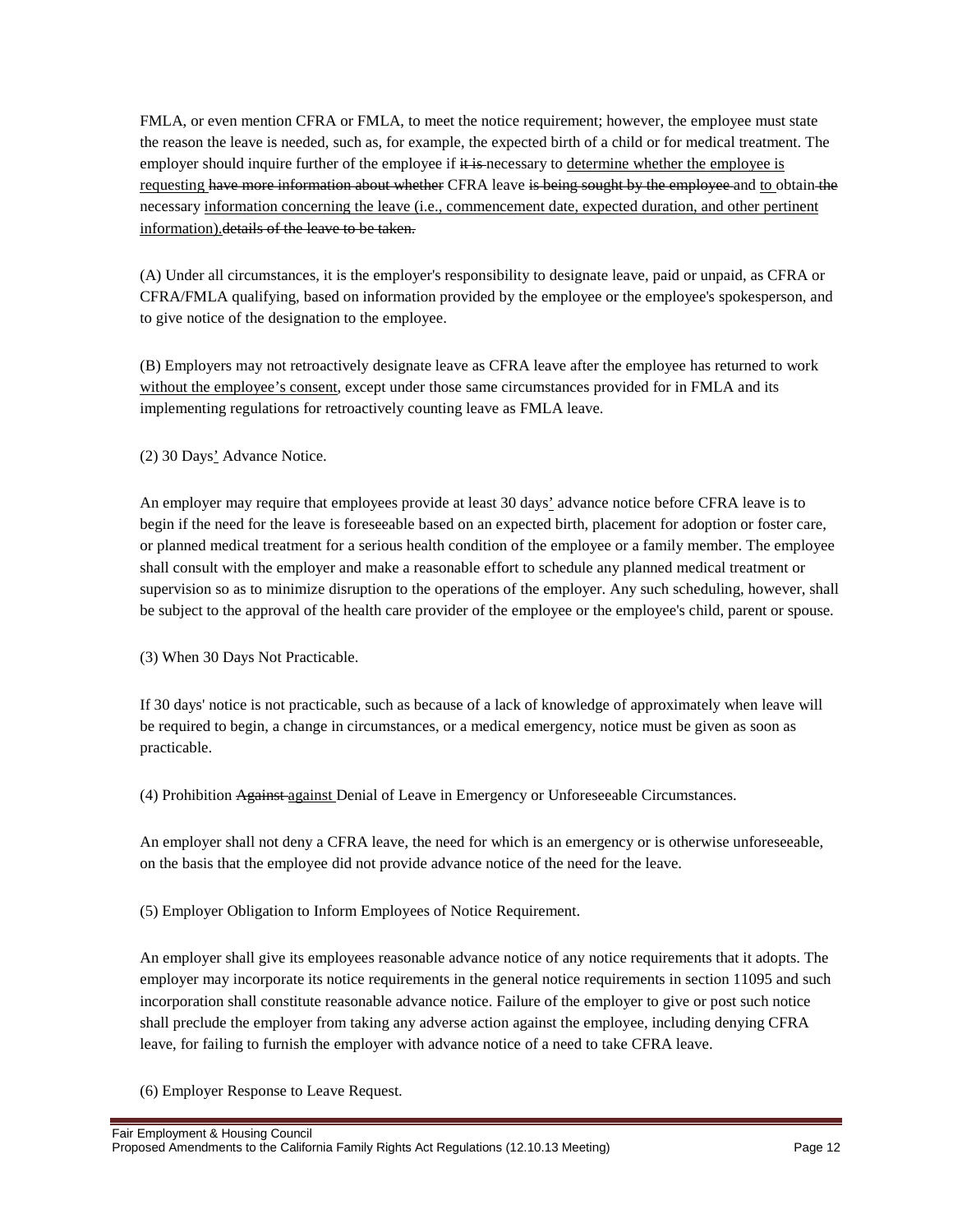FMLA, or even mention CFRA or FMLA, to meet the notice requirement; however, the employee must state the reason the leave is needed, such as, for example, the expected birth of a child or for medical treatment. The employer should inquire further of the employee if ~~it is~~ necessary to <u>determine whether the employee is requesting</u> ~~have more information about whether~~ CFRA leave ~~is being sought by the employee~~ and <u>to</u> obtain ~~the~~ necessary <u>information concerning the leave (i.e., commencement date, expected duration, and other pertinent information).</u>~~details of the leave to be taken.~~

(A) Under all circumstances, it is the employer's responsibility to designate leave, paid or unpaid, as CFRA or CFRA/FMLA qualifying, based on information provided by the employee or the employee's spokesperson, and to give notice of the designation to the employee.

(B) Employers may not retroactively designate leave as CFRA leave after the employee has returned to work <u>without the employee's consent</u>, except under those same circumstances provided for in FMLA and its implementing regulations for retroactively counting leave as FMLA leave.

(2) 30 Days<u>'</u> Advance Notice.

An employer may require that employees provide at least 30 days<u>'</u> advance notice before CFRA leave is to begin if the need for the leave is foreseeable based on an expected birth, placement for adoption or foster care, or planned medical treatment for a serious health condition of the employee or a family member. The employee shall consult with the employer and make a reasonable effort to schedule any planned medical treatment or supervision so as to minimize disruption to the operations of the employer. Any such scheduling, however, shall be subject to the approval of the health care provider of the employee or the employee's child, parent or spouse.

(3) When 30 Days Not Practicable.

If 30 days' notice is not practicable, such as because of a lack of knowledge of approximately when leave will be required to begin, a change in circumstances, or a medical emergency, notice must be given as soon as practicable.

(4) Prohibition ~~Against~~ <u>against</u> Denial of Leave in Emergency or Unforeseeable Circumstances.

An employer shall not deny a CFRA leave, the need for which is an emergency or is otherwise unforeseeable, on the basis that the employee did not provide advance notice of the need for the leave.

(5) Employer Obligation to Inform Employees of Notice Requirement.

An employer shall give its employees reasonable advance notice of any notice requirements that it adopts. The employer may incorporate its notice requirements in the general notice requirements in section 11095 and such incorporation shall constitute reasonable advance notice. Failure of the employer to give or post such notice shall preclude the employer from taking any adverse action against the employee, including denying CFRA leave, for failing to furnish the employer with advance notice of a need to take CFRA leave.

(6) Employer Response to Leave Request.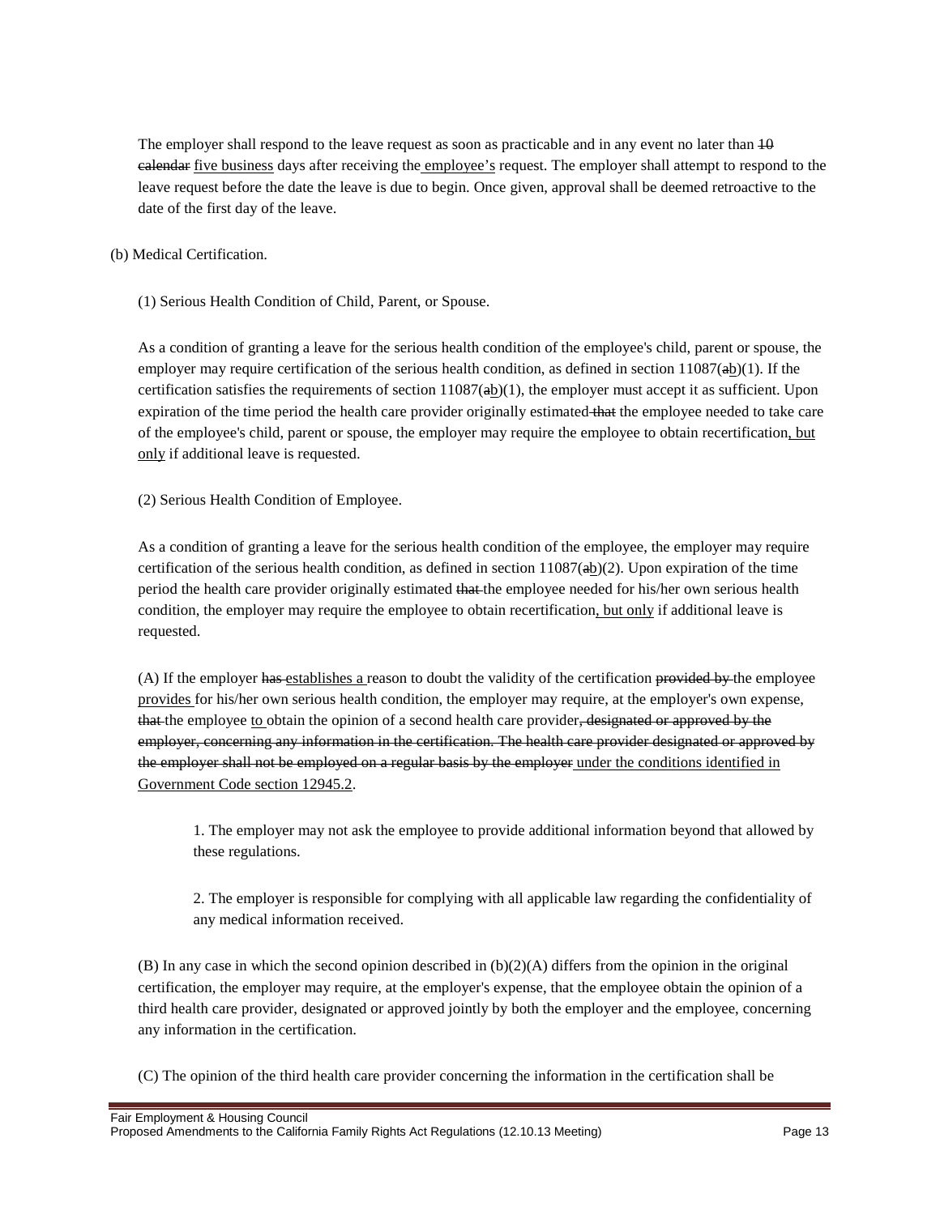The employer shall respond to the leave request as soon as practicable and in any event no later than ~~10 calendar~~ <u>five business</u> days after receiving the <u>employee's</u> request. The employer shall attempt to respond to the leave request before the date the leave is due to begin. Once given, approval shall be deemed retroactive to the date of the first day of the leave.

(b) Medical Certification.

(1) Serious Health Condition of Child, Parent, or Spouse.

As a condition of granting a leave for the serious health condition of the employee's child, parent or spouse, the employer may require certification of the serious health condition, as defined in section 11087(~~a~~<u>b</u>)(1). If the certification satisfies the requirements of section 11087(~~a~~<u>b</u>)(1), the employer must accept it as sufficient. Upon expiration of the time period the health care provider originally estimated ~~that~~ the employee needed to take care of the employee's child, parent or spouse, the employer may require the employee to obtain recertification<u>, but only</u> if additional leave is requested.

(2) Serious Health Condition of Employee.

As a condition of granting a leave for the serious health condition of the employee, the employer may require certification of the serious health condition, as defined in section 11087(~~a~~<u>b</u>)(2). Upon expiration of the time period the health care provider originally estimated ~~that~~ the employee needed for his/her own serious health condition, the employer may require the employee to obtain recertification<u>, but only</u> if additional leave is requested.

(A) If the employer ~~has~~ <u>establishes a</u> reason to doubt the validity of the certification ~~provided by~~ the employee <u>provides</u> for his/her own serious health condition, the employer may require, at the employer's own expense, ~~that~~ the employee <u>to</u> obtain the opinion of a second health care provider~~, designated or approved by the employer, concerning any information in the certification. The health care provider designated or approved by the employer shall not be employed on a regular basis by the employer~~ <u>under the conditions identified in Government Code section 12945.2</u>.

1. The employer may not ask the employee to provide additional information beyond that allowed by these regulations.

2. The employer is responsible for complying with all applicable law regarding the confidentiality of any medical information received.

(B) In any case in which the second opinion described in (b)(2)(A) differs from the opinion in the original certification, the employer may require, at the employer's expense, that the employee obtain the opinion of a third health care provider, designated or approved jointly by both the employer and the employee, concerning any information in the certification.

(C) The opinion of the third health care provider concerning the information in the certification shall be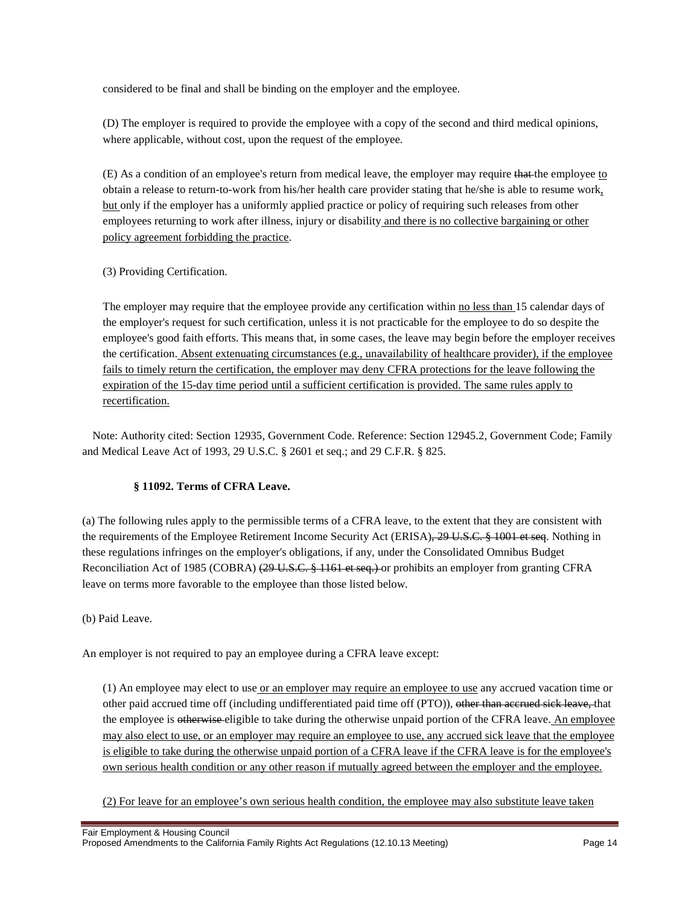considered to be final and shall be binding on the employer and the employee.

(D) The employer is required to provide the employee with a copy of the second and third medical opinions, where applicable, without cost, upon the request of the employee.

(E) As a condition of an employee's return from medical leave, the employer may require ~~that~~ the employee <u>to</u> obtain a release to return-to-work from his/her health care provider stating that he/she is able to resume work<u>, but</u> only if the employer has a uniformly applied practice or policy of requiring such releases from other employees returning to work after illness, injury or disability <u>and there is no collective bargaining or other policy agreement forbidding the practice</u>.

(3) Providing Certification.

The employer may require that the employee provide any certification within <u>no less than</u> 15 calendar days of the employer's request for such certification, unless it is not practicable for the employee to do so despite the employee's good faith efforts. This means that, in some cases, the leave may begin before the employer receives the certification. <u>Absent extenuating circumstances (e.g., unavailability of healthcare provider), if the employee fails to timely return the certification, the employer may deny CFRA protections for the leave following the expiration of the 15-day time period until a sufficient certification is provided. The same rules apply to recertification.</u>

Note: Authority cited: Section 12935, Government Code. Reference: Section 12945.2, Government Code; Family and Medical Leave Act of 1993, 29 U.S.C. § 2601 et seq.; and 29 C.F.R. § 825.

**§ 11092. Terms of CFRA Leave.**

(a) The following rules apply to the permissible terms of a CFRA leave, to the extent that they are consistent with the requirements of the Employee Retirement Income Security Act (ERISA)~~, 29 U.S.C. § 1001 et seq~~. Nothing in these regulations infringes on the employer's obligations, if any, under the Consolidated Omnibus Budget Reconciliation Act of 1985 (COBRA) ~~(29 U.S.C. § 1161 et seq.)~~ or prohibits an employer from granting CFRA leave on terms more favorable to the employee than those listed below.

(b) Paid Leave.

An employer is not required to pay an employee during a CFRA leave except:

(1) An employee may elect to use <u>or an employer may require an employee to use</u> any accrued vacation time or other paid accrued time off (including undifferentiated paid time off (PTO)), ~~other than accrued sick leave,~~ that the employee is ~~otherwise~~ eligible to take during the otherwise unpaid portion of the CFRA leave. <u>An employee may also elect to use, or an employer may require an employee to use, any accrued sick leave that the employee is eligible to take during the otherwise unpaid portion of a CFRA leave if the CFRA leave is for the employee's own serious health condition or any other reason if mutually agreed between the employer and the employee.</u>

<u>(2) For leave for an employee's own serious health condition, the employee may also substitute leave taken</u>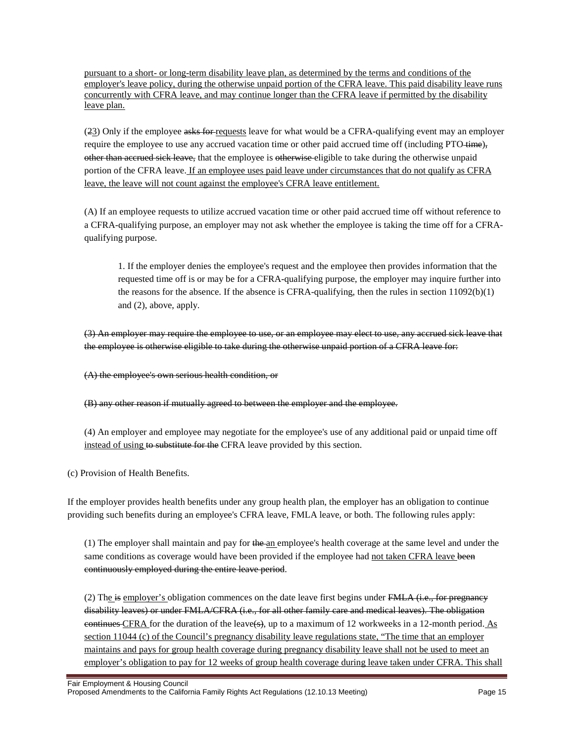<u>pursuant to a short- or long-term disability leave plan, as determined by the terms and conditions of the employer's leave policy, during the otherwise unpaid portion of the CFRA leave. This paid disability leave runs concurrently with CFRA leave, and may continue longer than the CFRA leave if permitted by the disability leave plan.</u>

(~~2~~<u>3</u>) Only if the employee ~~asks for~~ <u>requests</u> leave for what would be a CFRA-qualifying event may an employer require the employee to use any accrued vacation time or other paid accrued time off (including PTO ~~time~~)~~, other than accrued sick leave,~~ that the employee is ~~otherwise~~ eligible to take during the otherwise unpaid portion of the CFRA leave. <u>If an employee uses paid leave under circumstances that do not qualify as CFRA leave, the leave will not count against the employee's CFRA leave entitlement.</u>

(A) If an employee requests to utilize accrued vacation time or other paid accrued time off without reference to a CFRA-qualifying purpose, an employer may not ask whether the employee is taking the time off for a CFRA-qualifying purpose.

1. If the employer denies the employee's request and the employee then provides information that the requested time off is or may be for a CFRA-qualifying purpose, the employer may inquire further into the reasons for the absence. If the absence is CFRA-qualifying, then the rules in section 11092(b)(1) and (2), above, apply.

~~(3) An employer may require the employee to use, or an employee may elect to use, any accrued sick leave that the employee is otherwise eligible to take during the otherwise unpaid portion of a CFRA leave for:~~

~~(A) the employee's own serious health condition, or~~

~~(B) any other reason if mutually agreed to between the employer and the employee.~~

(4) An employer and employee may negotiate for the employee's use of any additional paid or unpaid time off <u>instead of using</u> ~~to substitute for the~~ CFRA leave provided by this section.

(c) Provision of Health Benefits.

If the employer provides health benefits under any group health plan, the employer has an obligation to continue providing such benefits during an employee's CFRA leave, FMLA leave, or both. The following rules apply:

(1) The employer shall maintain and pay for ~~the~~ <u>an</u> employee's health coverage at the same level and under the same conditions as coverage would have been provided if the employee had <u>not taken CFRA leave</u> ~~been continuously employed during the entire leave period~~.

(2) Th<u>e</u> ~~is~~ <u>employer's</u> obligation commences on the date leave first begins under ~~FMLA (i.e., for pregnancy disability leaves) or under FMLA/CFRA (i.e., for all other family care and medical leaves). The obligation continues~~ <u>CFRA</u> for the duration of the leave~~(s)~~, up to a maximum of 12 workweeks in a 12-month period. <u>As section 11044 (c) of the Council's pregnancy disability leave regulations state, "The time that an employer maintains and pays for group health coverage during pregnancy disability leave shall not be used to meet an employer's obligation to pay for 12 weeks of group health coverage during leave taken under CFRA. This shall</u>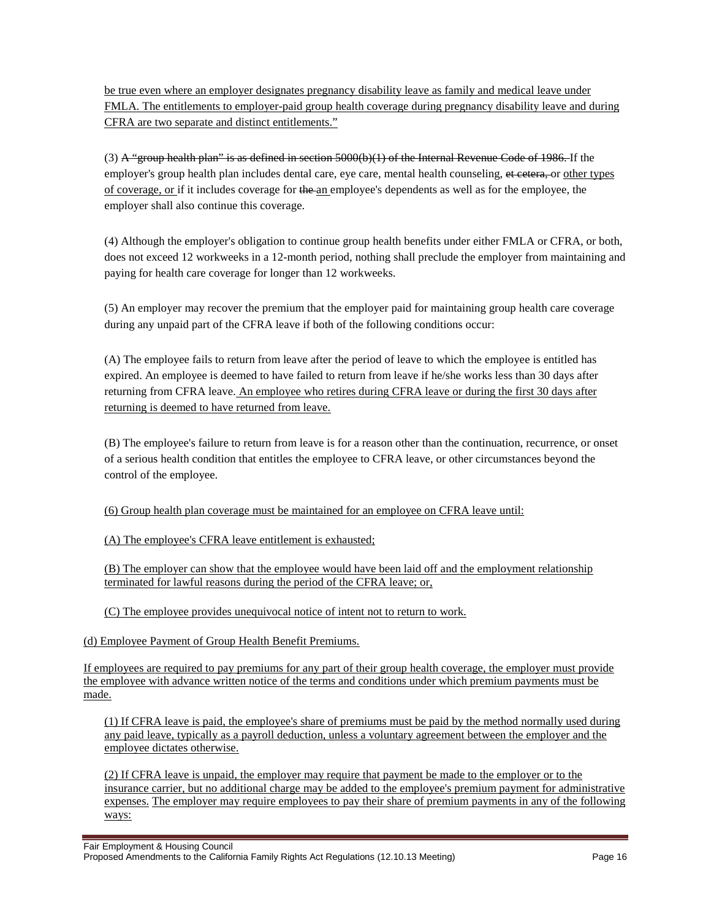be true even where an employer designates pregnancy disability leave as family and medical leave under FMLA. The entitlements to employer-paid group health coverage during pregnancy disability leave and during CFRA are two separate and distinct entitlements."

(3) ~~A "group health plan" is as defined in section 5000(b)(1) of the Internal Revenue Code of 1986.~~ If the employer's group health plan includes dental care, eye care, mental health counseling, ~~et cetera,~~ or other types of coverage, or if it includes coverage for ~~the~~ an employee's dependents as well as for the employee, the employer shall also continue this coverage.

(4) Although the employer's obligation to continue group health benefits under either FMLA or CFRA, or both, does not exceed 12 workweeks in a 12-month period, nothing shall preclude the employer from maintaining and paying for health care coverage for longer than 12 workweeks.

(5) An employer may recover the premium that the employer paid for maintaining group health care coverage during any unpaid part of the CFRA leave if both of the following conditions occur:

(A) The employee fails to return from leave after the period of leave to which the employee is entitled has expired. An employee is deemed to have failed to return from leave if he/she works less than 30 days after returning from CFRA leave. An employee who retires during CFRA leave or during the first 30 days after returning is deemed to have returned from leave.

(B) The employee's failure to return from leave is for a reason other than the continuation, recurrence, or onset of a serious health condition that entitles the employee to CFRA leave, or other circumstances beyond the control of the employee.

(6) Group health plan coverage must be maintained for an employee on CFRA leave until:

(A) The employee's CFRA leave entitlement is exhausted;

(B) The employer can show that the employee would have been laid off and the employment relationship terminated for lawful reasons during the period of the CFRA leave; or,

(C) The employee provides unequivocal notice of intent not to return to work.

(d) Employee Payment of Group Health Benefit Premiums.

If employees are required to pay premiums for any part of their group health coverage, the employer must provide the employee with advance written notice of the terms and conditions under which premium payments must be made.

(1) If CFRA leave is paid, the employee's share of premiums must be paid by the method normally used during any paid leave, typically as a payroll deduction, unless a voluntary agreement between the employer and the employee dictates otherwise.

(2) If CFRA leave is unpaid, the employer may require that payment be made to the employer or to the insurance carrier, but no additional charge may be added to the employee's premium payment for administrative expenses. The employer may require employees to pay their share of premium payments in any of the following ways: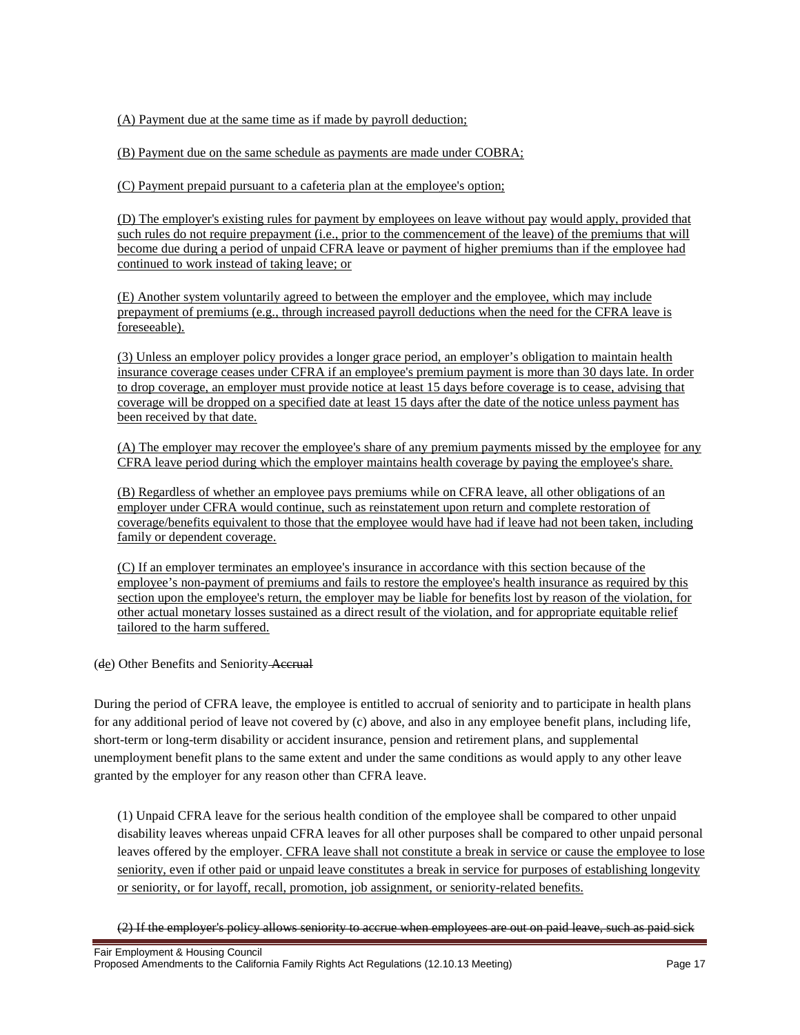(A) Payment due at the same time as if made by payroll deduction;

(B) Payment due on the same schedule as payments are made under COBRA;

(C) Payment prepaid pursuant to a cafeteria plan at the employee's option;

(D) The employer's existing rules for payment by employees on leave without pay would apply, provided that such rules do not require prepayment (i.e., prior to the commencement of the leave) of the premiums that will become due during a period of unpaid CFRA leave or payment of higher premiums than if the employee had continued to work instead of taking leave; or

(E) Another system voluntarily agreed to between the employer and the employee, which may include prepayment of premiums (e.g., through increased payroll deductions when the need for the CFRA leave is foreseeable).

(3) Unless an employer policy provides a longer grace period, an employer's obligation to maintain health insurance coverage ceases under CFRA if an employee's premium payment is more than 30 days late. In order to drop coverage, an employer must provide notice at least 15 days before coverage is to cease, advising that coverage will be dropped on a specified date at least 15 days after the date of the notice unless payment has been received by that date.

(A) The employer may recover the employee's share of any premium payments missed by the employee for any CFRA leave period during which the employer maintains health coverage by paying the employee's share.

(B) Regardless of whether an employee pays premiums while on CFRA leave, all other obligations of an employer under CFRA would continue, such as reinstatement upon return and complete restoration of coverage/benefits equivalent to those that the employee would have had if leave had not been taken, including family or dependent coverage.

(C) If an employer terminates an employee's insurance in accordance with this section because of the employee's non-payment of premiums and fails to restore the employee's health insurance as required by this section upon the employee's return, the employer may be liable for benefits lost by reason of the violation, for other actual monetary losses sustained as a direct result of the violation, and for appropriate equitable relief tailored to the harm suffered.

(~~d~~e) Other Benefits and Seniority ~~Accrual~~

During the period of CFRA leave, the employee is entitled to accrual of seniority and to participate in health plans for any additional period of leave not covered by (c) above, and also in any employee benefit plans, including life, short-term or long-term disability or accident insurance, pension and retirement plans, and supplemental unemployment benefit plans to the same extent and under the same conditions as would apply to any other leave granted by the employer for any reason other than CFRA leave.

(1) Unpaid CFRA leave for the serious health condition of the employee shall be compared to other unpaid disability leaves whereas unpaid CFRA leaves for all other purposes shall be compared to other unpaid personal leaves offered by the employer. CFRA leave shall not constitute a break in service or cause the employee to lose seniority, even if other paid or unpaid leave constitutes a break in service for purposes of establishing longevity or seniority, or for layoff, recall, promotion, job assignment, or seniority-related benefits.

~~(2) If the employer's policy allows seniority to accrue when employees are out on paid leave, such as paid sick~~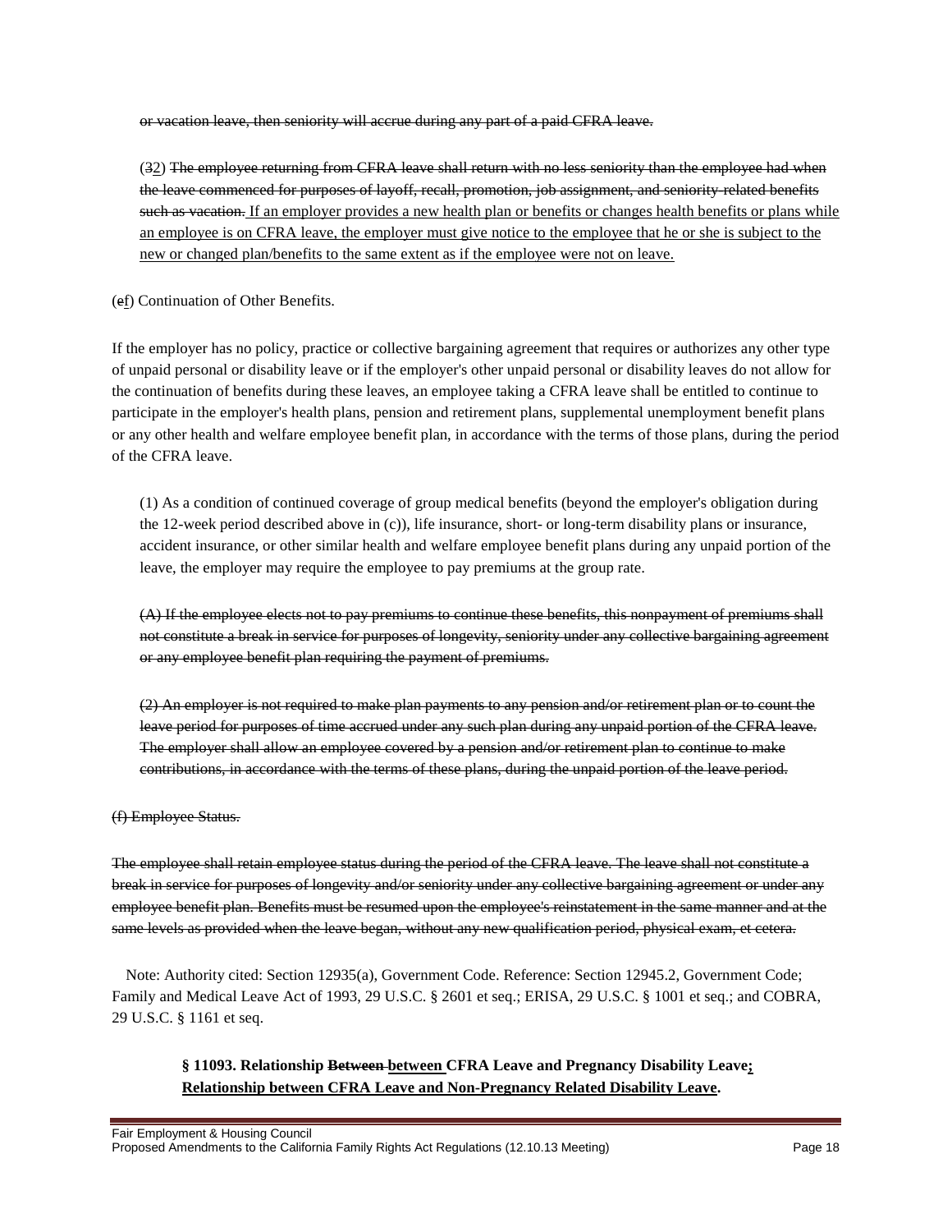~~or vacation leave, then seniority will accrue during any part of a paid CFRA leave.~~

(~~3~~<u>2</u>) ~~The employee returning from CFRA leave shall return with no less seniority than the employee had when the leave commenced for purposes of layoff, recall, promotion, job assignment, and seniority-related benefits such as vacation.~~ <u>If an employer provides a new health plan or benefits or changes health benefits or plans while an employee is on CFRA leave, the employer must give notice to the employee that he or she is subject to the new or changed plan/benefits to the same extent as if the employee were not on leave.</u>

(~~e~~<u>f</u>) Continuation of Other Benefits.

If the employer has no policy, practice or collective bargaining agreement that requires or authorizes any other type of unpaid personal or disability leave or if the employer's other unpaid personal or disability leaves do not allow for the continuation of benefits during these leaves, an employee taking a CFRA leave shall be entitled to continue to participate in the employer's health plans, pension and retirement plans, supplemental unemployment benefit plans or any other health and welfare employee benefit plan, in accordance with the terms of those plans, during the period of the CFRA leave.

(1) As a condition of continued coverage of group medical benefits (beyond the employer's obligation during the 12-week period described above in (c)), life insurance, short- or long-term disability plans or insurance, accident insurance, or other similar health and welfare employee benefit plans during any unpaid portion of the leave, the employer may require the employee to pay premiums at the group rate.

~~(A) If the employee elects not to pay premiums to continue these benefits, this nonpayment of premiums shall not constitute a break in service for purposes of longevity, seniority under any collective bargaining agreement or any employee benefit plan requiring the payment of premiums.~~

~~(2) An employer is not required to make plan payments to any pension and/or retirement plan or to count the leave period for purposes of time accrued under any such plan during any unpaid portion of the CFRA leave. The employer shall allow an employee covered by a pension and/or retirement plan to continue to make contributions, in accordance with the terms of these plans, during the unpaid portion of the leave period.~~

~~(f) Employee Status.~~

~~The employee shall retain employee status during the period of the CFRA leave. The leave shall not constitute a break in service for purposes of longevity and/or seniority under any collective bargaining agreement or under any employee benefit plan. Benefits must be resumed upon the employee's reinstatement in the same manner and at the same levels as provided when the leave began, without any new qualification period, physical exam, et cetera.~~

Note: Authority cited: Section 12935(a), Government Code. Reference: Section 12945.2, Government Code; Family and Medical Leave Act of 1993, 29 U.S.C. § 2601 et seq.; ERISA, 29 U.S.C. § 1001 et seq.; and COBRA, 29 U.S.C. § 1161 et seq.

### § 11093. Relationship ~~Between~~ <u>between</u> CFRA Leave and Pregnancy Disability Leave<u>; Relationship between CFRA Leave and Non-Pregnancy Related Disability Leave</u>.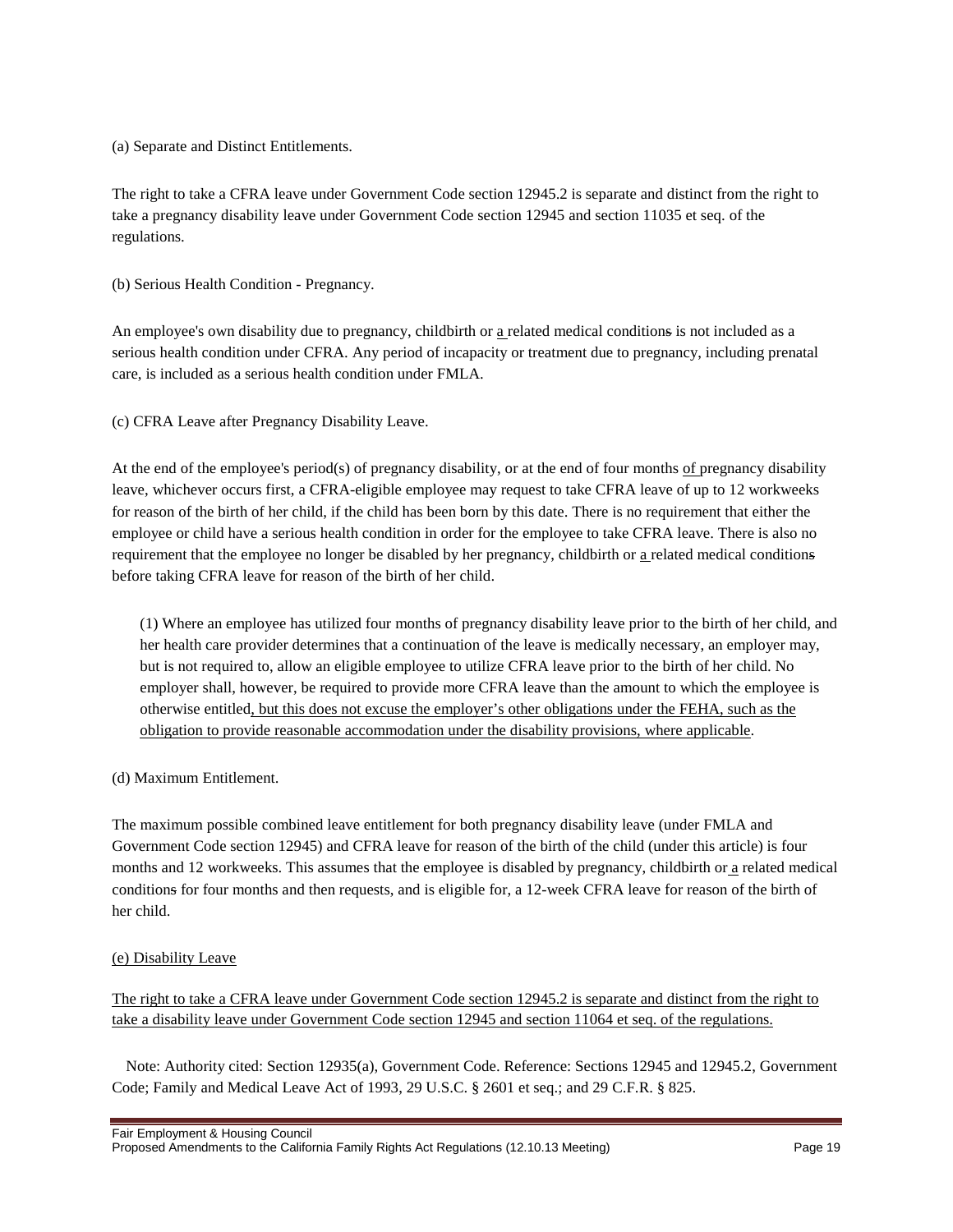(a) Separate and Distinct Entitlements.

The right to take a CFRA leave under Government Code section 12945.2 is separate and distinct from the right to take a pregnancy disability leave under Government Code section 12945 and section 11035 et seq. of the regulations.

(b) Serious Health Condition - Pregnancy.

An employee's own disability due to pregnancy, childbirth or a related medical conditions is not included as a serious health condition under CFRA. Any period of incapacity or treatment due to pregnancy, including prenatal care, is included as a serious health condition under FMLA.

(c) CFRA Leave after Pregnancy Disability Leave.

At the end of the employee's period(s) of pregnancy disability, or at the end of four months of pregnancy disability leave, whichever occurs first, a CFRA-eligible employee may request to take CFRA leave of up to 12 workweeks for reason of the birth of her child, if the child has been born by this date. There is no requirement that either the employee or child have a serious health condition in order for the employee to take CFRA leave. There is also no requirement that the employee no longer be disabled by her pregnancy, childbirth or a related medical conditions before taking CFRA leave for reason of the birth of her child.

(1) Where an employee has utilized four months of pregnancy disability leave prior to the birth of her child, and her health care provider determines that a continuation of the leave is medically necessary, an employer may, but is not required to, allow an eligible employee to utilize CFRA leave prior to the birth of her child. No employer shall, however, be required to provide more CFRA leave than the amount to which the employee is otherwise entitled, but this does not excuse the employer's other obligations under the FEHA, such as the obligation to provide reasonable accommodation under the disability provisions, where applicable.

(d) Maximum Entitlement.

The maximum possible combined leave entitlement for both pregnancy disability leave (under FMLA and Government Code section 12945) and CFRA leave for reason of the birth of the child (under this article) is four months and 12 workweeks. This assumes that the employee is disabled by pregnancy, childbirth or a related medical conditions for four months and then requests, and is eligible for, a 12-week CFRA leave for reason of the birth of her child.

(e) Disability Leave

The right to take a CFRA leave under Government Code section 12945.2 is separate and distinct from the right to take a disability leave under Government Code section 12945 and section 11064 et seq. of the regulations.

Note: Authority cited: Section 12935(a), Government Code. Reference: Sections 12945 and 12945.2, Government Code; Family and Medical Leave Act of 1993, 29 U.S.C. § 2601 et seq.; and 29 C.F.R. § 825.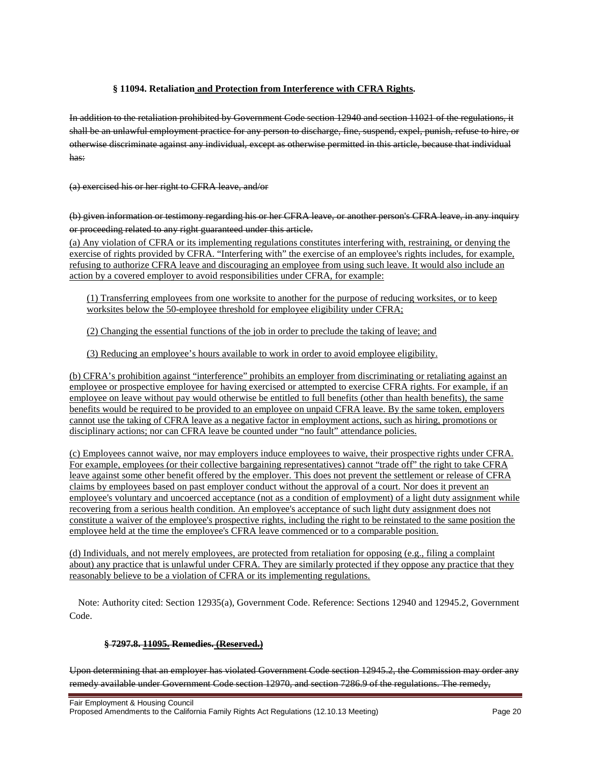### § 11094. Retaliation <u>and Protection from Interference with CFRA Rights</u>.

~~In addition to the retaliation prohibited by Government Code section 12940 and section 11021 of the regulations, it shall be an unlawful employment practice for any person to discharge, fine, suspend, expel, punish, refuse to hire, or otherwise discriminate against any individual, except as otherwise permitted in this article, because that individual has:~~

~~(a) exercised his or her right to CFRA leave, and/or~~

~~(b) given information or testimony regarding his or her CFRA leave, or another person's CFRA leave, in any inquiry or proceeding related to any right guaranteed under this article.~~

<u>(a) Any violation of CFRA or its implementing regulations constitutes interfering with, restraining, or denying the exercise of rights provided by CFRA. "Interfering with" the exercise of an employee's rights includes, for example, refusing to authorize CFRA leave and discouraging an employee from using such leave. It would also include an action by a covered employer to avoid responsibilities under CFRA, for example:</u>

<u>(1) Transferring employees from one worksite to another for the purpose of reducing worksites, or to keep worksites below the 50-employee threshold for employee eligibility under CFRA;</u>

<u>(2) Changing the essential functions of the job in order to preclude the taking of leave; and</u>

<u>(3) Reducing an employee's hours available to work in order to avoid employee eligibility.</u>

<u>(b) CFRA's prohibition against "interference" prohibits an employer from discriminating or retaliating against an employee or prospective employee for having exercised or attempted to exercise CFRA rights. For example, if an employee on leave without pay would otherwise be entitled to full benefits (other than health benefits), the same benefits would be required to be provided to an employee on unpaid CFRA leave. By the same token, employers cannot use the taking of CFRA leave as a negative factor in employment actions, such as hiring, promotions or disciplinary actions; nor can CFRA leave be counted under "no fault" attendance policies.</u>

<u>(c) Employees cannot waive, nor may employers induce employees to waive, their prospective rights under CFRA. For example, employees (or their collective bargaining representatives) cannot "trade off" the right to take CFRA leave against some other benefit offered by the employer. This does not prevent the settlement or release of CFRA claims by employees based on past employer conduct without the approval of a court. Nor does it prevent an employee's voluntary and uncoerced acceptance (not as a condition of employment) of a light duty assignment while recovering from a serious health condition. An employee's acceptance of such light duty assignment does not constitute a waiver of the employee's prospective rights, including the right to be reinstated to the same position the employee held at the time the employee's CFRA leave commenced or to a comparable position.</u>

<u>(d) Individuals, and not merely employees, are protected from retaliation for opposing (e.g., filing a complaint about) any practice that is unlawful under CFRA. They are similarly protected if they oppose any practice that they reasonably believe to be a violation of CFRA or its implementing regulations.</u>

Note: Authority cited: Section 12935(a), Government Code. Reference: Sections 12940 and 12945.2, Government Code.

### ~~§ 7297.8.~~ <u>11095.</u> Remedies. <u>(Reserved.)</u>

~~Upon determining that an employer has violated Government Code section 12945.2, the Commission may order any remedy available under Government Code section 12970, and section 7286.9 of the regulations. The remedy,~~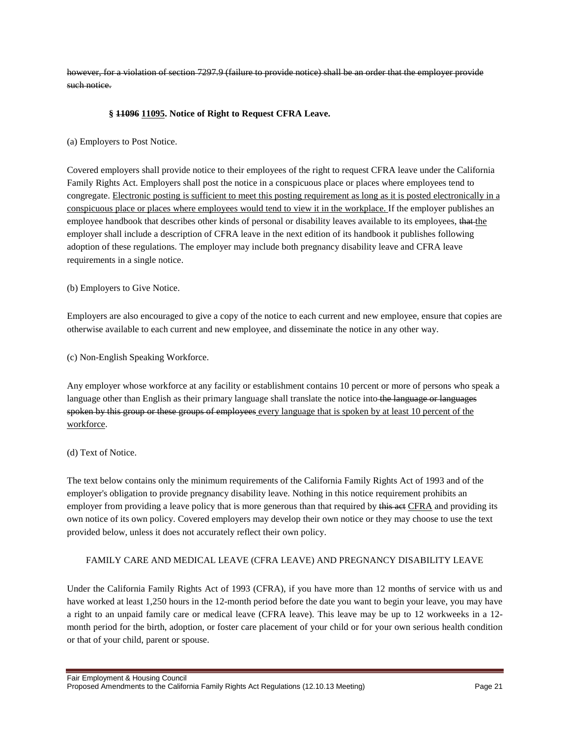~~however, for a violation of section 7297.9 (failure to provide notice) shall be an order that the employer provide such notice.~~

**§ ~~11096~~ <u>11095</u>. Notice of Right to Request CFRA Leave.**

(a) Employers to Post Notice.

Covered employers shall provide notice to their employees of the right to request CFRA leave under the California Family Rights Act. Employers shall post the notice in a conspicuous place or places where employees tend to congregate. <u>Electronic posting is sufficient to meet this posting requirement as long as it is posted electronically in a conspicuous place or places where employees would tend to view it in the workplace.</u> If the employer publishes an employee handbook that describes other kinds of personal or disability leaves available to its employees, ~~that~~ <u>the</u> employer shall include a description of CFRA leave in the next edition of its handbook it publishes following adoption of these regulations. The employer may include both pregnancy disability leave and CFRA leave requirements in a single notice.

(b) Employers to Give Notice.

Employers are also encouraged to give a copy of the notice to each current and new employee, ensure that copies are otherwise available to each current and new employee, and disseminate the notice in any other way.

(c) Non-English Speaking Workforce.

Any employer whose workforce at any facility or establishment contains 10 percent or more of persons who speak a language other than English as their primary language shall translate the notice into ~~the language or languages spoken by this group or these groups of employees~~ <u>every language that is spoken by at least 10 percent of the workforce</u>.

(d) Text of Notice.

The text below contains only the minimum requirements of the California Family Rights Act of 1993 and of the employer's obligation to provide pregnancy disability leave. Nothing in this notice requirement prohibits an employer from providing a leave policy that is more generous than that required by ~~this act~~ <u>CFRA</u> and providing its own notice of its own policy. Covered employers may develop their own notice or they may choose to use the text provided below, unless it does not accurately reflect their own policy.

FAMILY CARE AND MEDICAL LEAVE (CFRA LEAVE) AND PREGNANCY DISABILITY LEAVE

Under the California Family Rights Act of 1993 (CFRA), if you have more than 12 months of service with us and have worked at least 1,250 hours in the 12-month period before the date you want to begin your leave, you may have a right to an unpaid family care or medical leave (CFRA leave). This leave may be up to 12 workweeks in a 12-month period for the birth, adoption, or foster care placement of your child or for your own serious health condition or that of your child, parent or spouse.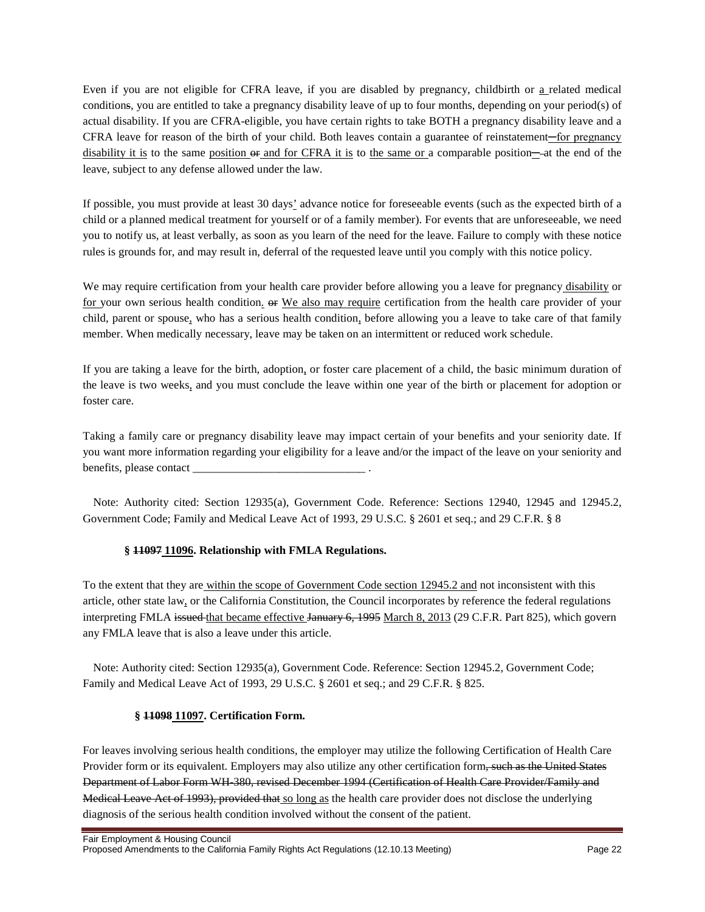Even if you are not eligible for CFRA leave, if you are disabled by pregnancy, childbirth or a related medical conditions, you are entitled to take a pregnancy disability leave of up to four months, depending on your period(s) of actual disability. If you are CFRA-eligible, you have certain rights to take BOTH a pregnancy disability leave and a CFRA leave for reason of the birth of your child. Both leaves contain a guarantee of reinstatement—for pregnancy disability it is to the same position or and for CFRA it is to the same or a comparable position— at the end of the leave, subject to any defense allowed under the law.

If possible, you must provide at least 30 days' advance notice for foreseeable events (such as the expected birth of a child or a planned medical treatment for yourself or of a family member). For events that are unforeseeable, we need you to notify us, at least verbally, as soon as you learn of the need for the leave. Failure to comply with these notice rules is grounds for, and may result in, deferral of the requested leave until you comply with this notice policy.

We may require certification from your health care provider before allowing you a leave for pregnancy disability or for your own serious health condition. or We also may require certification from the health care provider of your child, parent or spouse, who has a serious health condition, before allowing you a leave to take care of that family member. When medically necessary, leave may be taken on an intermittent or reduced work schedule.

If you are taking a leave for the birth, adoption, or foster care placement of a child, the basic minimum duration of the leave is two weeks, and you must conclude the leave within one year of the birth or placement for adoption or foster care.

Taking a family care or pregnancy disability leave may impact certain of your benefits and your seniority date. If you want more information regarding your eligibility for a leave and/or the impact of the leave on your seniority and benefits, please contact ______________________________ .

Note: Authority cited: Section 12935(a), Government Code. Reference: Sections 12940, 12945 and 12945.2, Government Code; Family and Medical Leave Act of 1993, 29 U.S.C. § 2601 et seq.; and 29 C.F.R. § 8

### § 11097 11096. Relationship with FMLA Regulations.

To the extent that they are within the scope of Government Code section 12945.2 and not inconsistent with this article, other state law, or the California Constitution, the Council incorporates by reference the federal regulations interpreting FMLA issued that became effective January 6, 1995 March 8, 2013 (29 C.F.R. Part 825), which govern any FMLA leave that is also a leave under this article.

Note: Authority cited: Section 12935(a), Government Code. Reference: Section 12945.2, Government Code; Family and Medical Leave Act of 1993, 29 U.S.C. § 2601 et seq.; and 29 C.F.R. § 825.

### § 11098 11097. Certification Form.

For leaves involving serious health conditions, the employer may utilize the following Certification of Health Care Provider form or its equivalent. Employers may also utilize any other certification form, such as the United States Department of Labor Form WH-380, revised December 1994 (Certification of Health Care Provider/Family and Medical Leave Act of 1993), provided that so long as the health care provider does not disclose the underlying diagnosis of the serious health condition involved without the consent of the patient.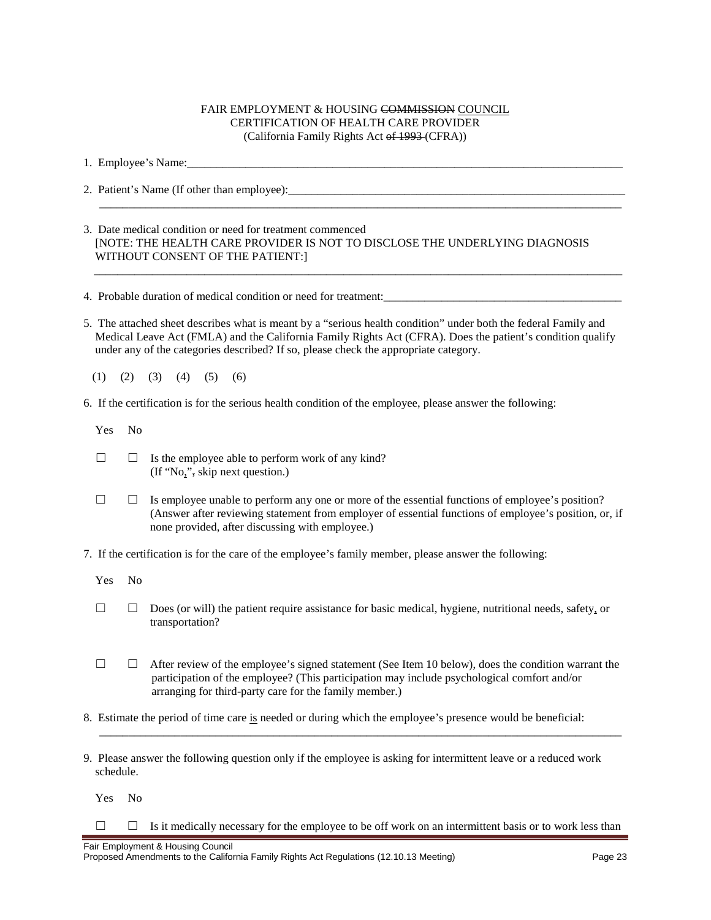FAIR EMPLOYMENT & HOUSING ~~COMMISSION~~ COUNCIL
CERTIFICATION OF HEALTH CARE PROVIDER
(California Family Rights Act ~~of 1993~~ (CFRA))

1. Employee's Name:_______________________________________________________________________________

2. Patient's Name (If other than employee):_____________________________________________________________
_____________________________________________________________________________________________

3. Date medical condition or need for treatment commenced
[NOTE: THE HEALTH CARE PROVIDER IS NOT TO DISCLOSE THE UNDERLYING DIAGNOSIS WITHOUT CONSENT OF THE PATIENT:]
_____________________________________________________________________________________________

4. Probable duration of medical condition or need for treatment:__________________________________________

5. The attached sheet describes what is meant by a "serious health condition" under both the federal Family and Medical Leave Act (FMLA) and the California Family Rights Act (CFRA). Does the patient's condition qualify under any of the categories described? If so, please check the appropriate category.

(1) (2) (3) (4) (5) (6)

6. If the certification is for the serious health condition of the employee, please answer the following:

Yes No

☐ ☐ Is the employee able to perform work of any kind?
(If "No,"~~,~~ skip next question.)

☐ ☐ Is employee unable to perform any one or more of the essential functions of employee's position? (Answer after reviewing statement from employer of essential functions of employee's position, or, if none provided, after discussing with employee.)

7. If the certification is for the care of the employee's family member, please answer the following:

Yes No

☐ ☐ Does (or will) the patient require assistance for basic medical, hygiene, nutritional needs, safety, or transportation?

☐ ☐ After review of the employee's signed statement (See Item 10 below), does the condition warrant the participation of the employee? (This participation may include psychological comfort and/or arranging for third-party care for the family member.)

8. Estimate the period of time care is needed or during which the employee's presence would be beneficial:
_____________________________________________________________________________________________

9. Please answer the following question only if the employee is asking for intermittent leave or a reduced work schedule.

Yes No

☐ ☐ Is it medically necessary for the employee to be off work on an intermittent basis or to work less than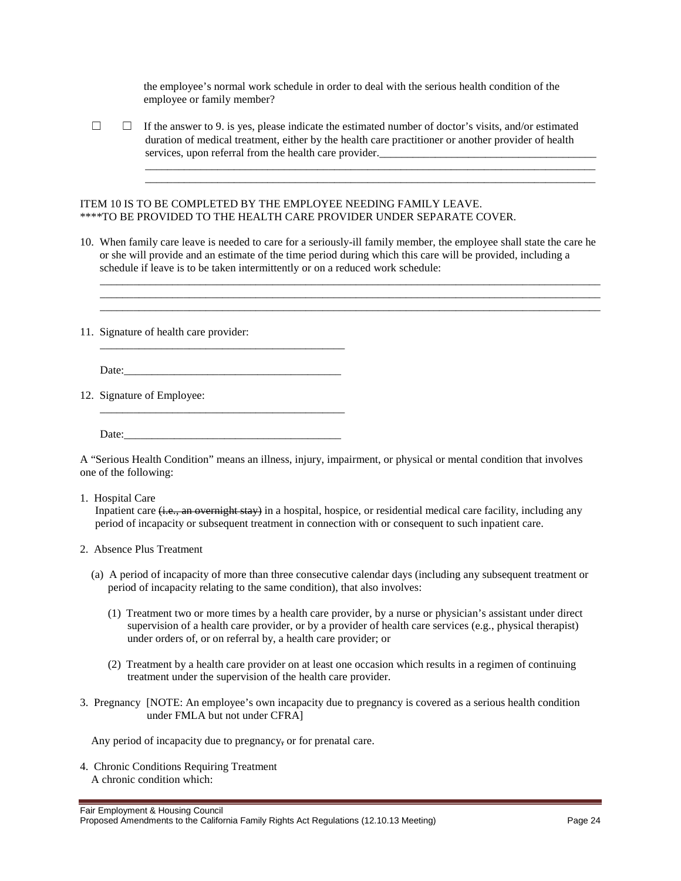the employee's normal work schedule in order to deal with the serious health condition of the employee or family member?

☐ ☐ If the answer to 9. is yes, please indicate the estimated number of doctor's visits, and/or estimated duration of medical treatment, either by the health care practitioner or another provider of health services, upon referral from the health care provider.______________________________________
_________________________________________________________________________________
_________________________________________________________________________________

ITEM 10 IS TO BE COMPLETED BY THE EMPLOYEE NEEDING FAMILY LEAVE.
****TO BE PROVIDED TO THE HEALTH CARE PROVIDER UNDER SEPARATE COVER.

10. When family care leave is needed to care for a seriously-ill family member, the employee shall state the care he or she will provide and an estimate of the time period during which this care will be provided, including a schedule if leave is to be taken intermittently or on a reduced work schedule:
_____________________________________________________________________________________________
_____________________________________________________________________________________________
_____________________________________________________________________________________________

11. Signature of health care provider:
____________________________________________

    Date:_______________________________________

12. Signature of Employee:
____________________________________________

    Date:_______________________________________

A "Serious Health Condition" means an illness, injury, impairment, or physical or mental condition that involves one of the following:

1. Hospital Care
   Inpatient care ~~(i.e., an overnight stay)~~ in a hospital, hospice, or residential medical care facility, including any period of incapacity or subsequent treatment in connection with or consequent to such inpatient care.

2. Absence Plus Treatment

   (a) A period of incapacity of more than three consecutive calendar days (including any subsequent treatment or period of incapacity relating to the same condition), that also involves:

      (1) Treatment two or more times by a health care provider, by a nurse or physician's assistant under direct supervision of a health care provider, or by a provider of health care services (e.g., physical therapist) under orders of, or on referral by, a health care provider; or

      (2) Treatment by a health care provider on at least one occasion which results in a regimen of continuing treatment under the supervision of the health care provider.

3. Pregnancy [NOTE: An employee's own incapacity due to pregnancy is covered as a serious health condition under FMLA but not under CFRA]

   Any period of incapacity due to pregnancy~~,~~ or for prenatal care.

4. Chronic Conditions Requiring Treatment
   A chronic condition which: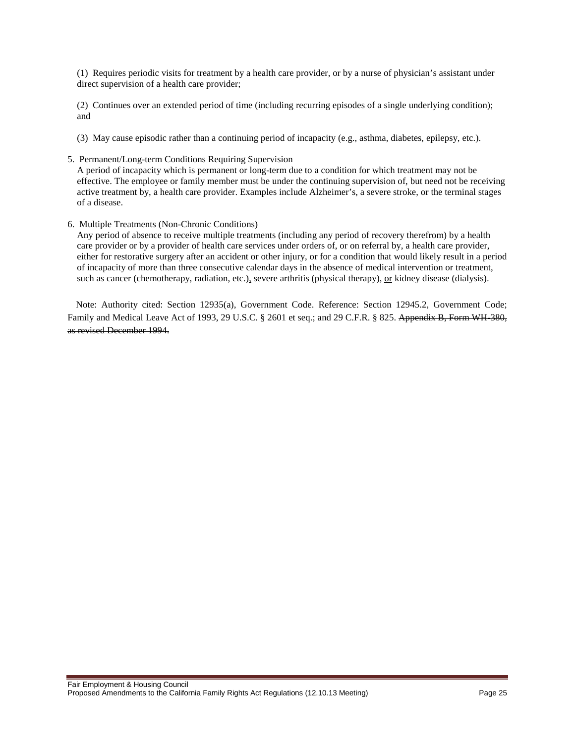(1) Requires periodic visits for treatment by a health care provider, or by a nurse of physician's assistant under direct supervision of a health care provider;

(2) Continues over an extended period of time (including recurring episodes of a single underlying condition); and

(3) May cause episodic rather than a continuing period of incapacity (e.g., asthma, diabetes, epilepsy, etc.).

5. Permanent/Long-term Conditions Requiring Supervision
   A period of incapacity which is permanent or long-term due to a condition for which treatment may not be effective. The employee or family member must be under the continuing supervision of, but need not be receiving active treatment by, a health care provider. Examples include Alzheimer's, a severe stroke, or the terminal stages of a disease.

6. Multiple Treatments (Non-Chronic Conditions)
   Any period of absence to receive multiple treatments (including any period of recovery therefrom) by a health care provider or by a provider of health care services under orders of, or on referral by, a health care provider, either for restorative surgery after an accident or other injury, or for a condition that would likely result in a period of incapacity of more than three consecutive calendar days in the absence of medical intervention or treatment, such as cancer (chemotherapy, radiation, etc.), severe arthritis (physical therapy), or kidney disease (dialysis).

Note: Authority cited: Section 12935(a), Government Code. Reference: Section 12945.2, Government Code; Family and Medical Leave Act of 1993, 29 U.S.C. § 2601 et seq.; and 29 C.F.R. § 825. ~~Appendix B, Form WH-380, as revised December 1994.~~